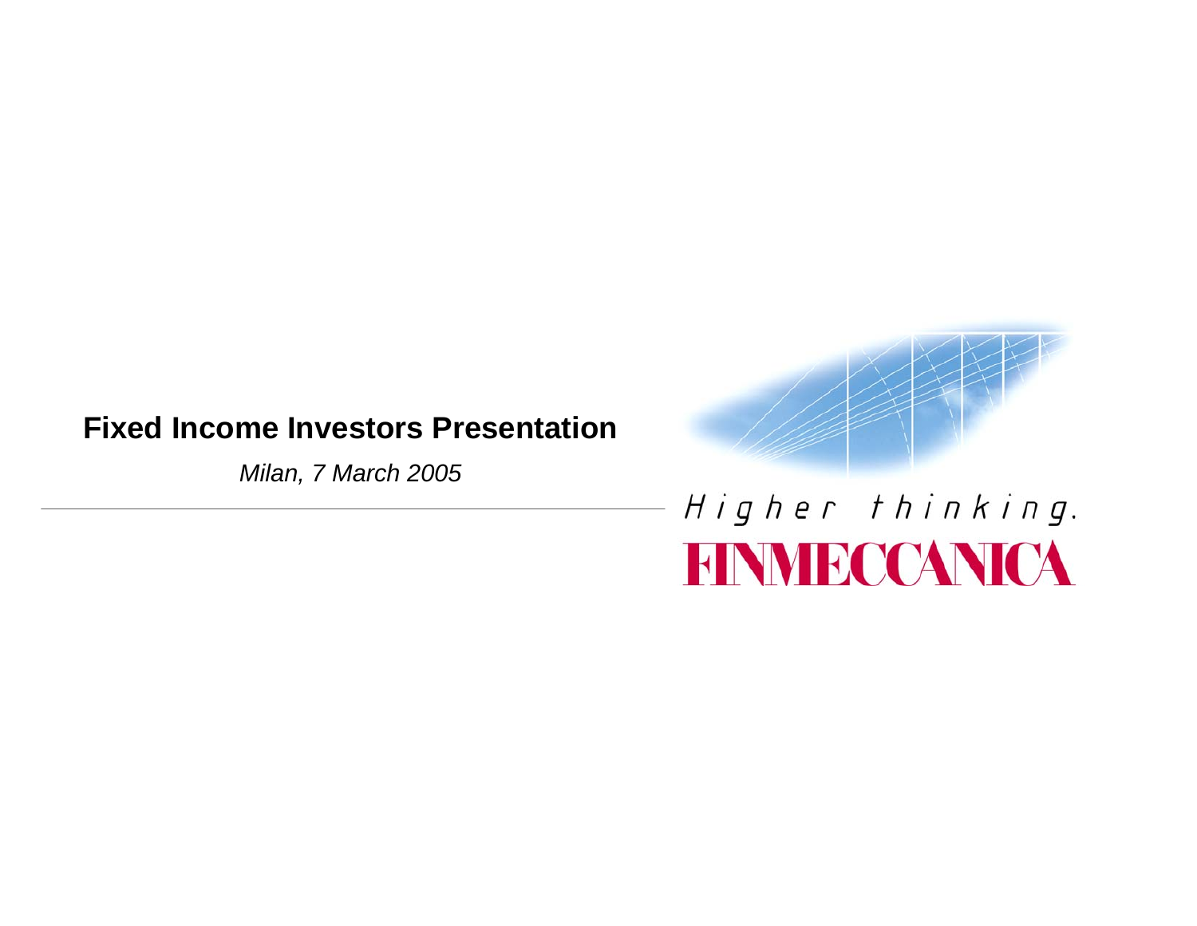# Fixed Income Investors Presentation

*Milan, 7 March 2005*

*Higher thinking.*

**FINMECCANICA**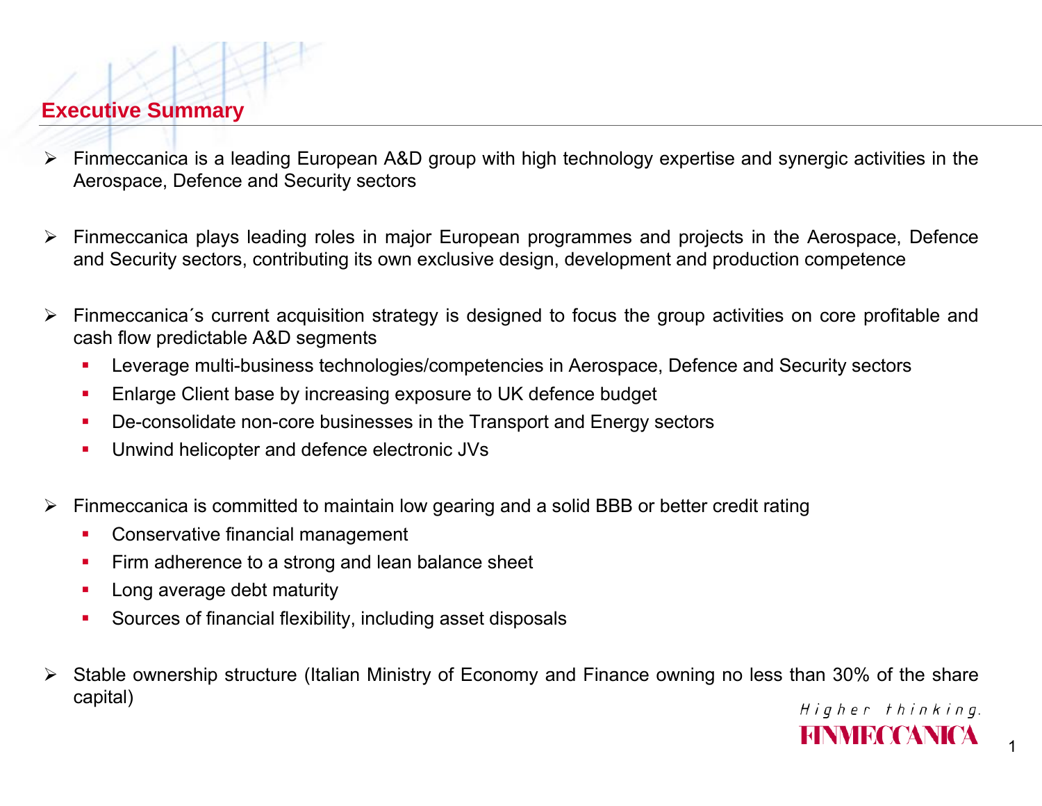## Executive Summary

- Finmeccanica is a leading European A&D group with high technology expertise and synergic activities in the Aerospace, Defence and Security sectors
- Finmeccanica plays leading roles in major European programmes and projects in the Aerospace, Defence and Security sectors, contributing its own exclusive design, development and production competence
- Finmeccanica´s current acquisition strategy is designed to focus the group activities on core profitable and cash flow predictable A&D segments
  - Leverage multi-business technologies/competencies in Aerospace, Defence and Security sectors
  - Enlarge Client base by increasing exposure to UK defence budget
  - De-consolidate non-core businesses in the Transport and Energy sectors
  - Unwind helicopter and defence electronic JVs
- Finmeccanica is committed to maintain low gearing and a solid BBB or better credit rating
  - Conservative financial management
  - Firm adherence to a strong and lean balance sheet
  - Long average debt maturity
  - Sources of financial flexibility, including asset disposals
- Stable ownership structure (Italian Ministry of Economy and Finance owning no less than 30% of the share capital)

*Higher thinking.*
FINMECCANICA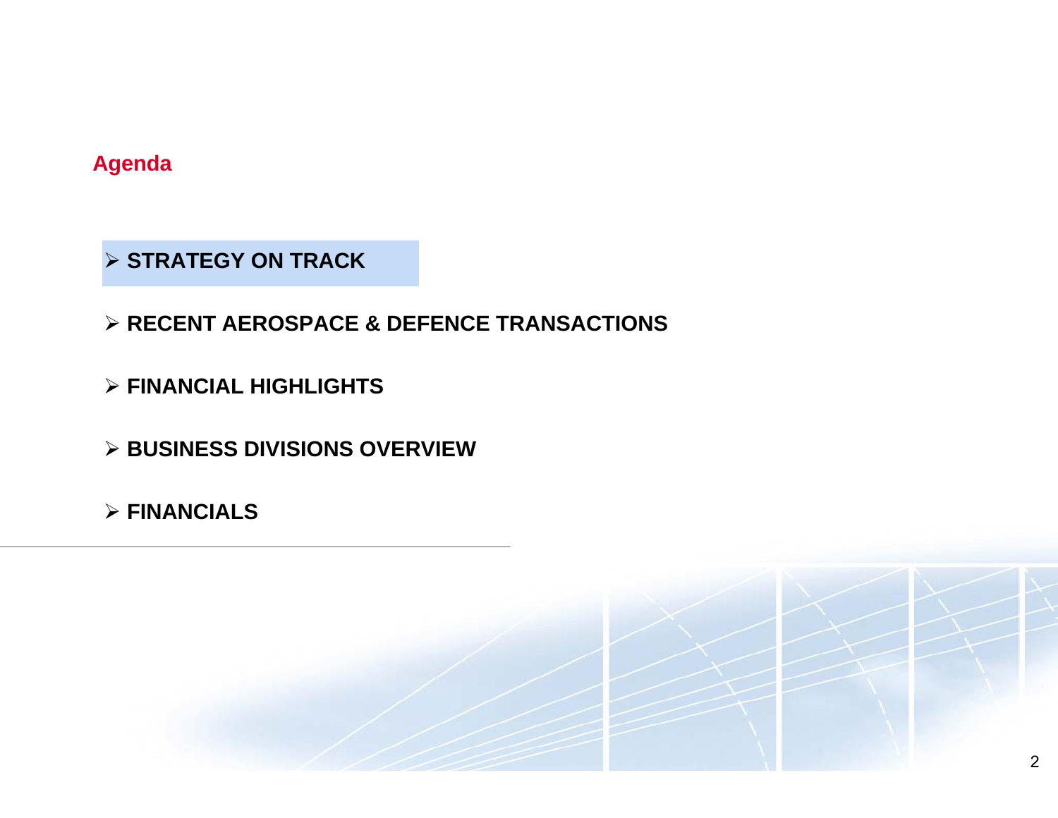## Agenda

- **STRATEGY ON TRACK**
- **RECENT AEROSPACE & DEFENCE TRANSACTIONS**
- **FINANCIAL HIGHLIGHTS**
- **BUSINESS DIVISIONS OVERVIEW**
- **FINANCIALS**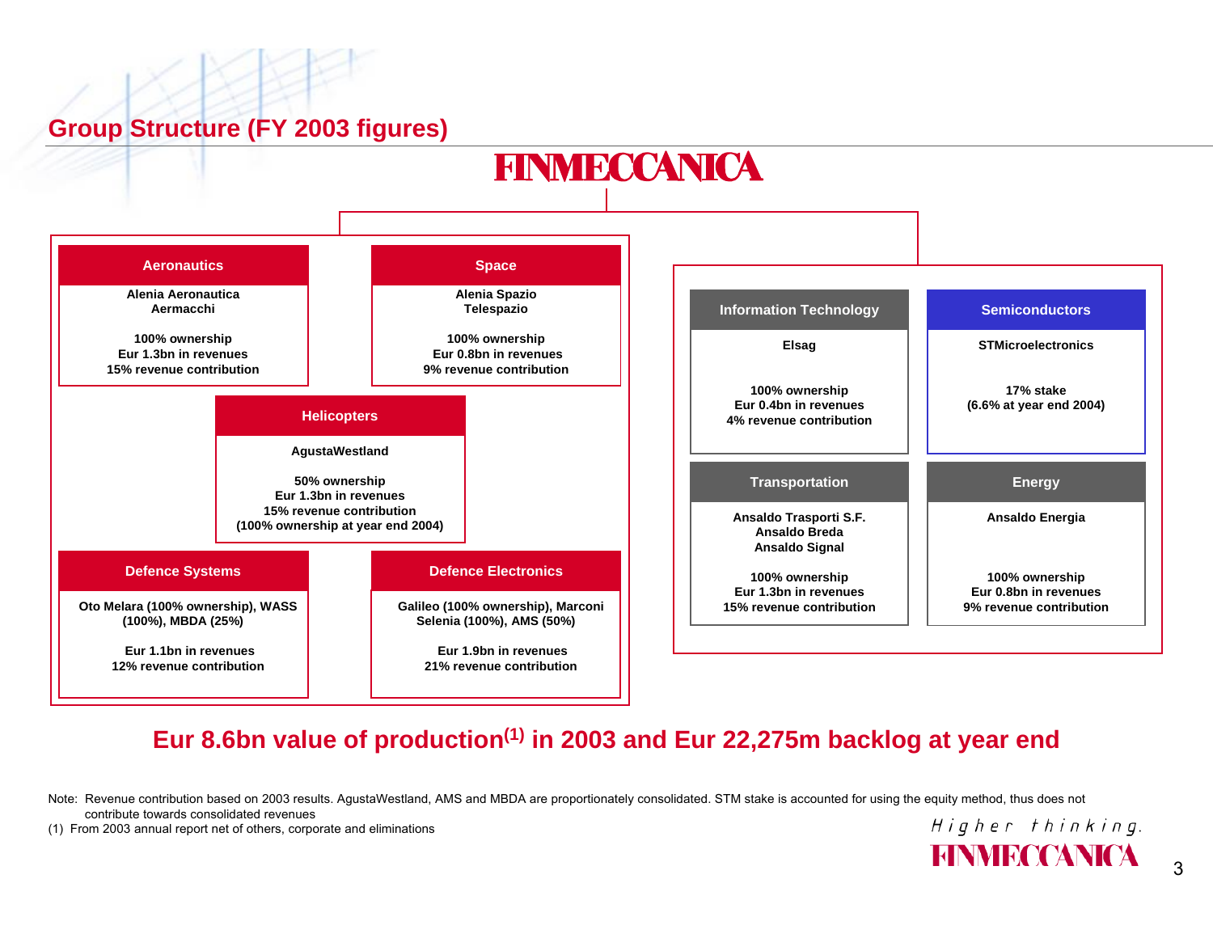## Group Structure (FY 2003 figures)

**FINMECCANICA**

### Aeronautics

**Alenia Aeronautica**
**Aermacchi**

**100% ownership**
**Eur 1.3bn in revenues**
**15% revenue contribution**

### Space

**Alenia Spazio**
**Telespazio**

**100% ownership**
**Eur 0.8bn in revenues**
**9% revenue contribution**

### Helicopters

**AgustaWestland**

**50% ownership**
**Eur 1.3bn in revenues**
**15% revenue contribution**
**(100% ownership at year end 2004)**

### Defence Systems

**Oto Melara (100% ownership), WASS (100%), MBDA (25%)**

**Eur 1.1bn in revenues**
**12% revenue contribution**

### Defence Electronics

**Galileo (100% ownership), Marconi Selenia (100%), AMS (50%)**

**Eur 1.9bn in revenues**
**21% revenue contribution**

### Information Technology

**Elsag**

**100% ownership**
**Eur 0.4bn in revenues**
**4% revenue contribution**

### Semiconductors

**STMicroelectronics**

**17% stake**
**(6.6% at year end 2004)**

### Transportation

**Ansaldo Trasporti S.F.**
**Ansaldo Breda**
**Ansaldo Signal**

**100% ownership**
**Eur 1.3bn in revenues**
**15% revenue contribution**

### Energy

**Ansaldo Energia**

**100% ownership**
**Eur 0.8bn in revenues**
**9% revenue contribution**

## Eur 8.6bn value of production(1) in 2003 and Eur 22,275m backlog at year end

Note: Revenue contribution based on 2003 results. AgustaWestland, AMS and MBDA are proportionately consolidated. STM stake is accounted for using the equity method, thus does not contribute towards consolidated revenues

(1) From 2003 annual report net of others, corporate and eliminations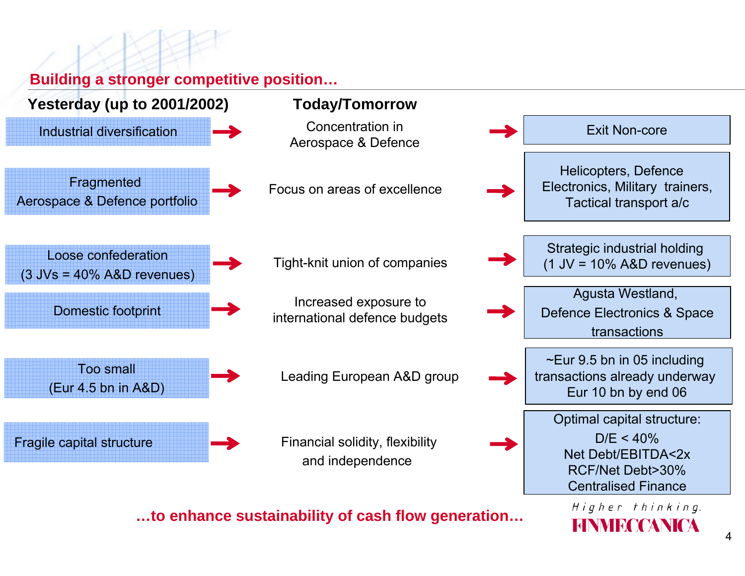## Building a stronger competitive position…

| Yesterday (up to 2001/2002) | Today/Tomorrow | |
|---|---|---|
| Industrial diversification | Concentration in Aerospace & Defence | Exit Non-core |
| Fragmented Aerospace & Defence portfolio | Focus on areas of excellence | Helicopters, Defence Electronics, Military trainers, Tactical transport a/c |
| Loose confederation (3 JVs = 40% A&D revenues) | Tight-knit union of companies | Strategic industrial holding (1 JV = 10% A&D revenues) |
| Domestic footprint | Increased exposure to international defence budgets | Agusta Westland, Defence Electronics & Space transactions |
| Too small (Eur 4.5 bn in A&D) | Leading European A&D group | ~Eur 9.5 bn in 05 including transactions already underway Eur 10 bn by end 06 |
| Fragile capital structure | Financial solidity, flexibility and independence | Optimal capital structure: D/E < 40% Net Debt/EBITDA<2x RCF/Net Debt>30% Centralised Finance |

**…to enhance sustainability of cash flow generation…**

*Higher thinking.* FINMECCANICA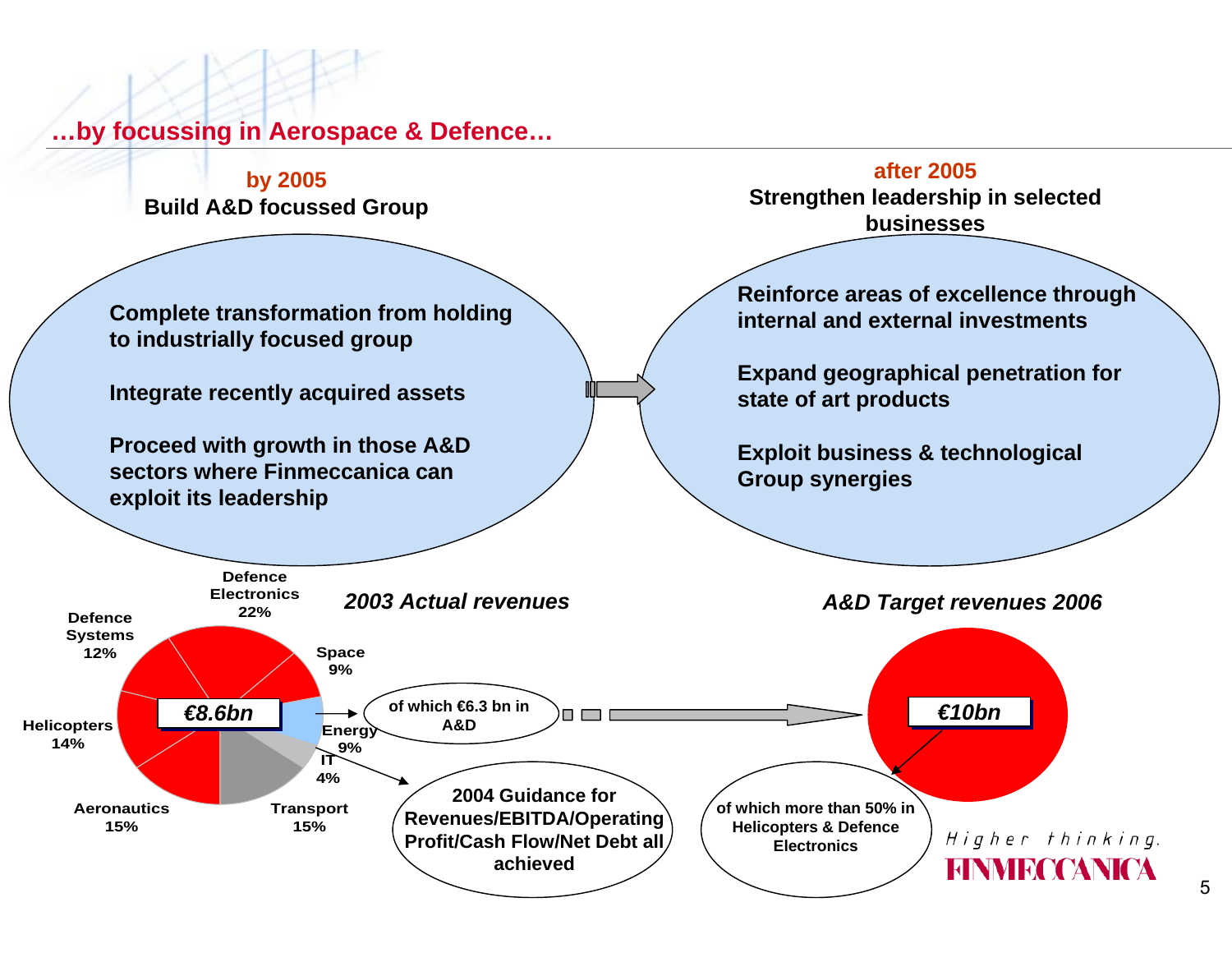## …by focussing in Aerospace & Defence…

**by 2005**
**Build A&D focussed Group**

- Complete transformation from holding to industrially focused group
- Integrate recently acquired assets
- Proceed with growth in those A&D sectors where Finmeccanica can exploit its leadership

**after 2005**
**Strengthen leadership in selected businesses**

- Reinforce areas of excellence through internal and external investments
- Expand geographical penetration for state of art products
- Exploit business & technological Group synergies

***2003 Actual revenues***

**€8.6bn**

| Sector | Share |
|---|---|
| Defence Electronics | 22% |
| Space | 9% |
| Energy | 9% |
| IT | 4% |
| Transport | 15% |
| Aeronautics | 15% |
| Helicopters | 14% |
| Defence Systems | 12% |

of which €6.3 bn in A&D

2004 Guidance for Revenues/EBITDA/Operating Profit/Cash Flow/Net Debt all achieved

***A&D Target revenues 2006***

**€10bn**

of which more than 50% in Helicopters & Defence Electronics

*Higher thinking.* FINMECCANICA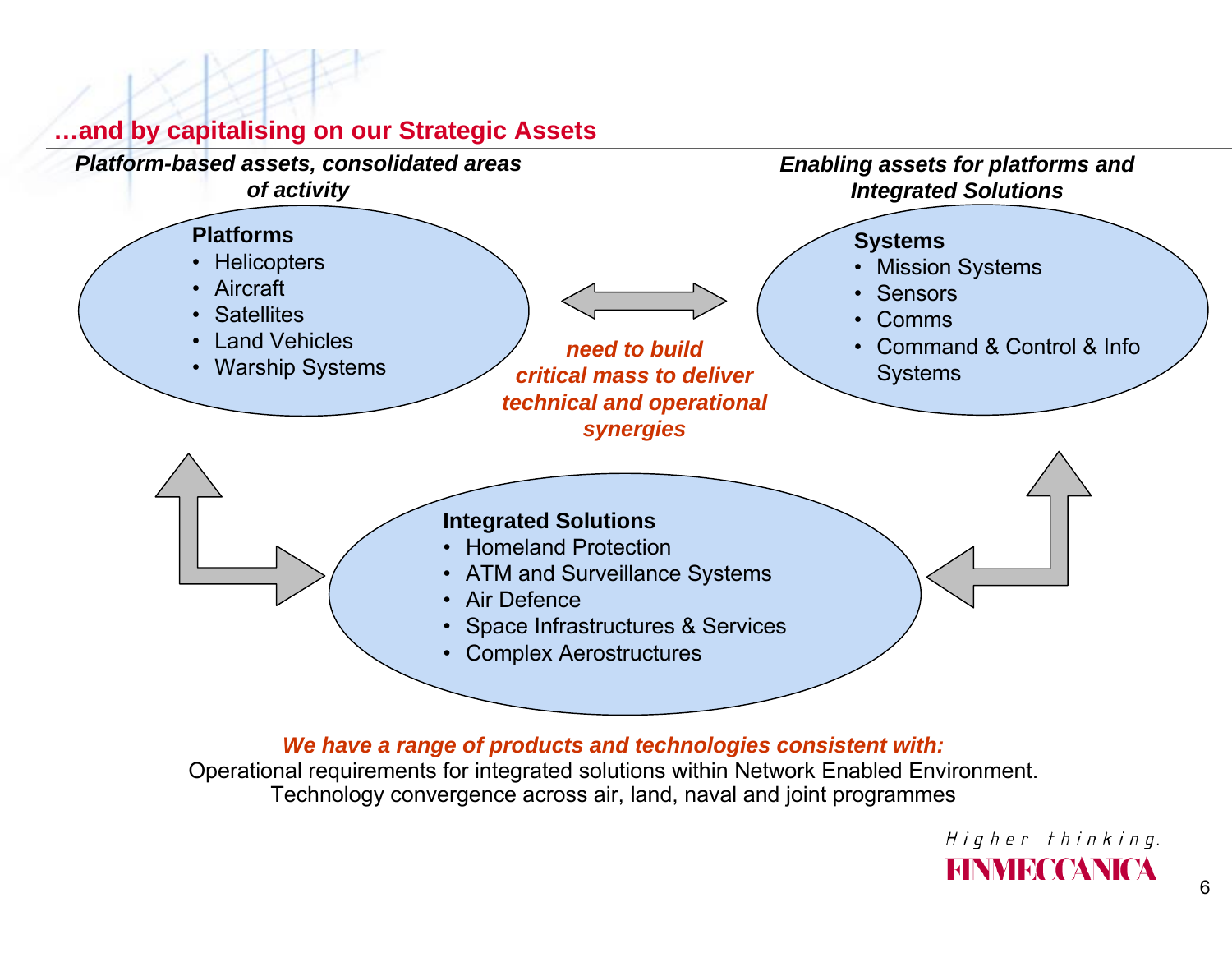## …and by capitalising on our Strategic Assets

*Platform-based assets, consolidated areas of activity*

**Platforms**

- Helicopters
- Aircraft
- Satellites
- Land Vehicles
- Warship Systems

*Enabling assets for platforms and Integrated Solutions*

**Systems**

- Mission Systems
- Sensors
- Comms
- Command & Control & Info Systems

*need to build critical mass to deliver technical and operational synergies*

**Integrated Solutions**

- Homeland Protection
- ATM and Surveillance Systems
- Air Defence
- Space Infrastructures & Services
- Complex Aerostructures

*We have a range of products and technologies consistent with:*

Operational requirements for integrated solutions within Network Enabled Environment.
Technology convergence across air, land, naval and joint programmes

Higher thinking.
FINMECCANICA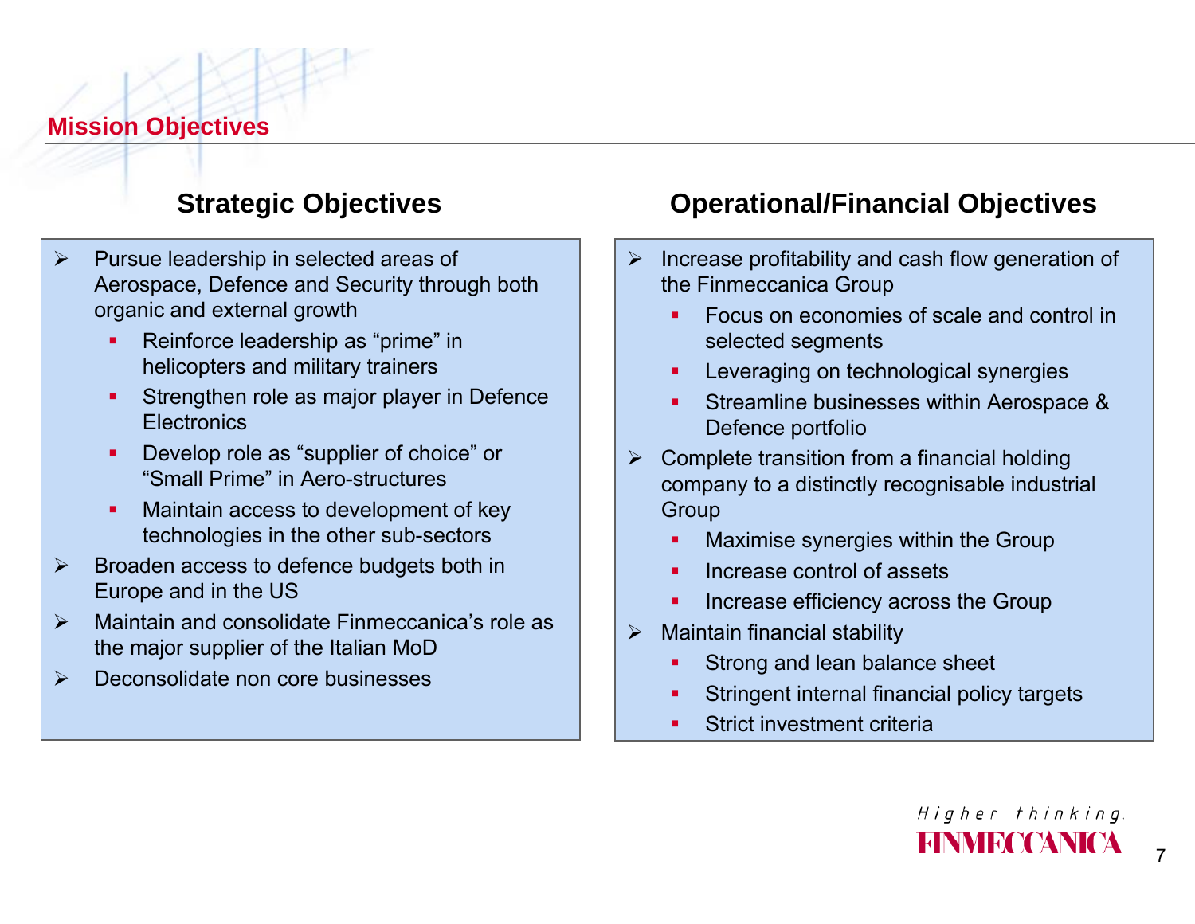# Mission Objectives

## Strategic Objectives

- Pursue leadership in selected areas of Aerospace, Defence and Security through both organic and external growth
  - Reinforce leadership as “prime” in helicopters and military trainers
  - Strengthen role as major player in Defence Electronics
  - Develop role as “supplier of choice” or “Small Prime” in Aero-structures
  - Maintain access to development of key technologies in the other sub-sectors
- Broaden access to defence budgets both in Europe and in the US
- Maintain and consolidate Finmeccanica’s role as the major supplier of the Italian MoD
- Deconsolidate non core businesses

## Operational/Financial Objectives

- Increase profitability and cash flow generation of the Finmeccanica Group
  - Focus on economies of scale and control in selected segments
  - Leveraging on technological synergies
  - Streamline businesses within Aerospace & Defence portfolio
- Complete transition from a financial holding company to a distinctly recognisable industrial Group
  - Maximise synergies within the Group
  - Increase control of assets
  - Increase efficiency across the Group
- Maintain financial stability
  - Strong and lean balance sheet
  - Stringent internal financial policy targets
  - Strict investment criteria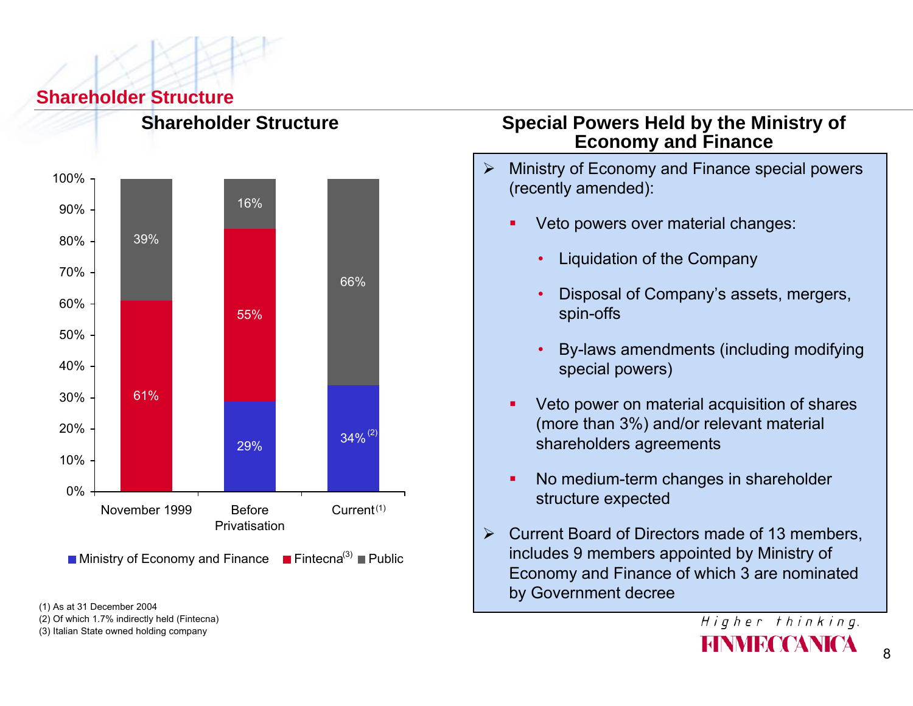# Shareholder Structure

## Shareholder Structure

| | November 1999 | Before Privatisation | Current[1] |
|---|---|---|---|
| Ministry of Economy and Finance | | 29% | 34%[2] |
| Fintecna[3] | 61% | 55% | |
| Public | 39% | 16% | 66% |

(1) As at 31 December 2004

(2) Of which 1.7% indirectly held (Fintecna)

(3) Italian State owned holding company

## Special Powers Held by the Ministry of Economy and Finance

- Ministry of Economy and Finance special powers (recently amended):
  - Veto powers over material changes:
    - Liquidation of the Company
    - Disposal of Company's assets, mergers, spin-offs
    - By-laws amendments (including modifying special powers)
  - Veto power on material acquisition of shares (more than 3%) and/or relevant material shareholders agreements
  - No medium-term changes in shareholder structure expected
- Current Board of Directors made of 13 members, includes 9 members appointed by Ministry of Economy and Finance of which 3 are nominated by Government decree

*Higher thinking.*

FINMECCANICA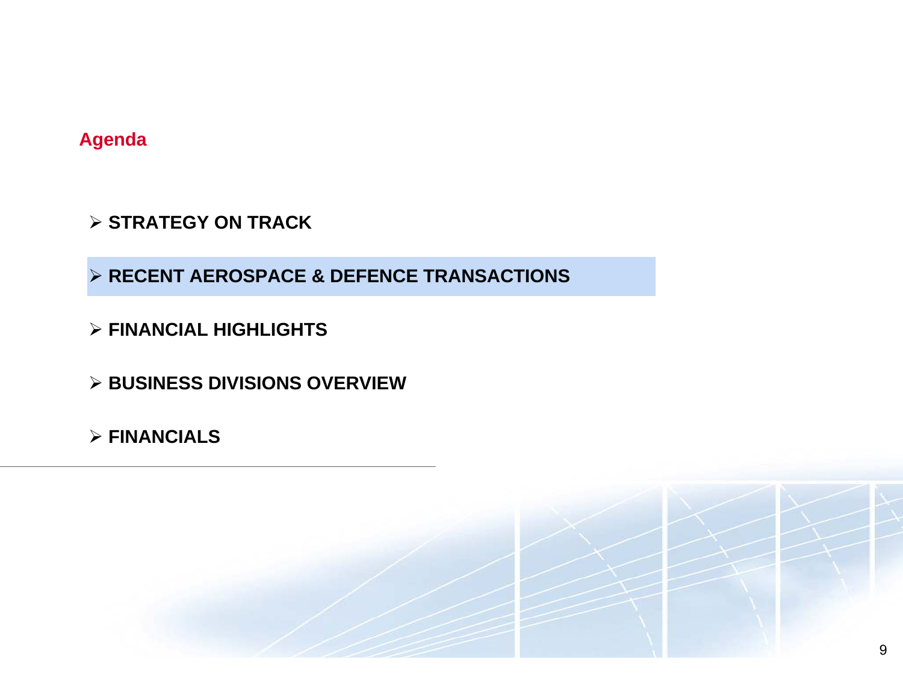## Agenda

- STRATEGY ON TRACK
- **RECENT AEROSPACE & DEFENCE TRANSACTIONS**
- FINANCIAL HIGHLIGHTS
- BUSINESS DIVISIONS OVERVIEW
- FINANCIALS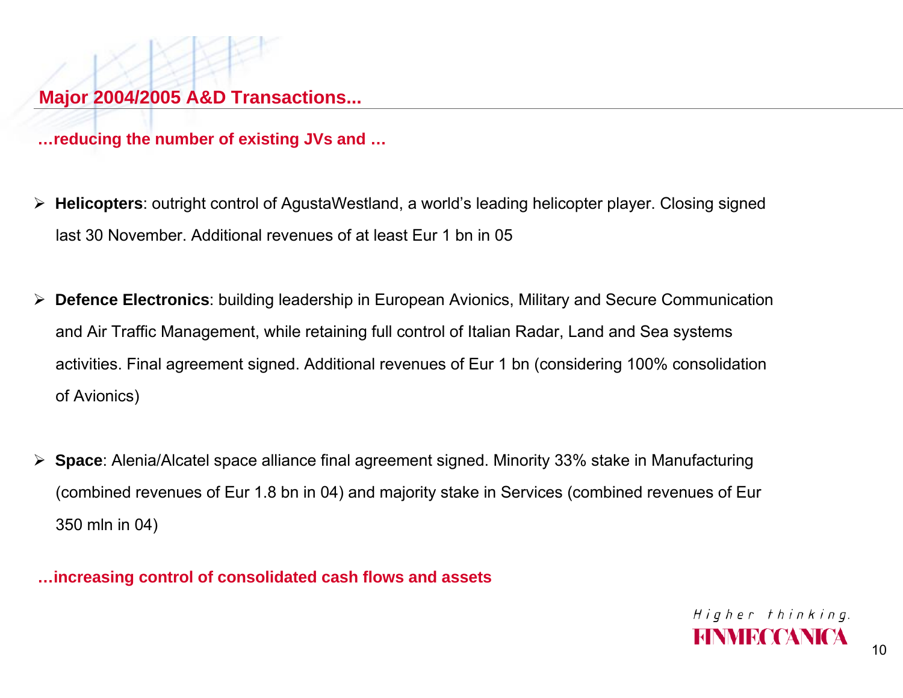## Major 2004/2005 A&D Transactions...

**…reducing the number of existing JVs and …**

- **Helicopters**: outright control of AgustaWestland, a world's leading helicopter player. Closing signed last 30 November. Additional revenues of at least Eur 1 bn in 05

- **Defence Electronics**: building leadership in European Avionics, Military and Secure Communication and Air Traffic Management, while retaining full control of Italian Radar, Land and Sea systems activities. Final agreement signed. Additional revenues of Eur 1 bn (considering 100% consolidation of Avionics)

- **Space**: Alenia/Alcatel space alliance final agreement signed. Minority 33% stake in Manufacturing (combined revenues of Eur 1.8 bn in 04) and majority stake in Services (combined revenues of Eur 350 mln in 04)

**…increasing control of consolidated cash flows and assets**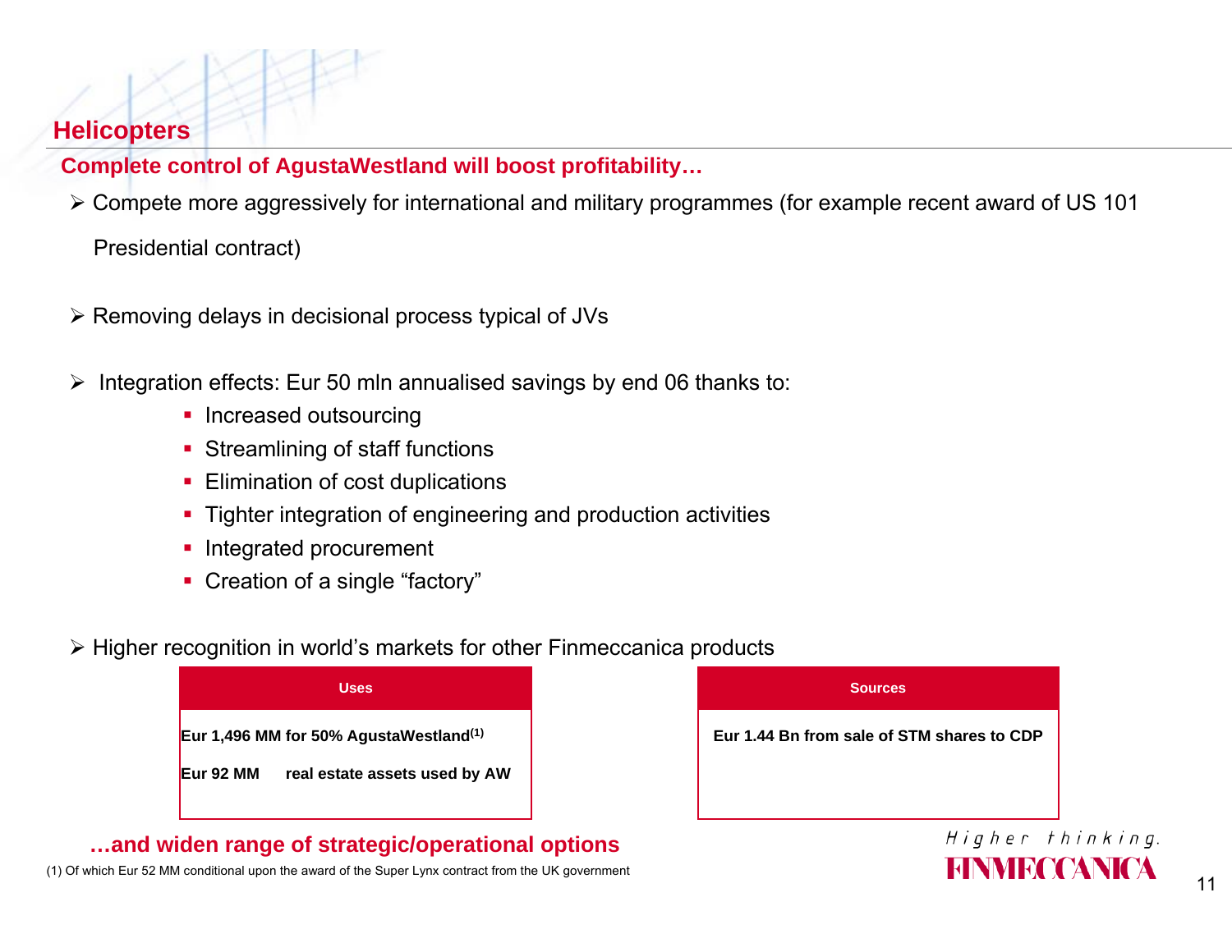# Helicopters

## Complete control of AgustaWestland will boost profitability…

- Compete more aggressively for international and military programmes (for example recent award of US 101 Presidential contract)
- Removing delays in decisional process typical of JVs
- Integration effects: Eur 50 mln annualised savings by end 06 thanks to:
  - Increased outsourcing
  - Streamlining of staff functions
  - Elimination of cost duplications
  - Tighter integration of engineering and production activities
  - Integrated procurement
  - Creation of a single "factory"
- Higher recognition in world's markets for other Finmeccanica products

| Uses | Sources |
|---|---|
| **Eur 1,496 MM for 50% AgustaWestland[(1)]** | **Eur 1.44 Bn from sale of STM shares to CDP** |
| **Eur 92 MM real estate assets used by AW** | |

**…and widen range of strategic/operational options**

(1) Of which Eur 52 MM conditional upon the award of the Super Lynx contract from the UK government

Higher thinking.
FINMECCANICA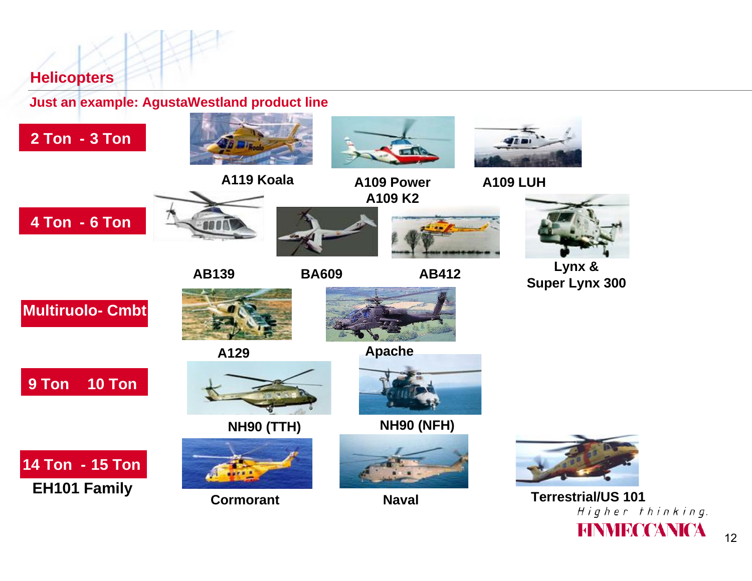## Helicopters

### Just an example: AgustaWestland product line

**2 Ton - 3 Ton**

- A119 Koala
- A109 Power A109 K2
- A109 LUH

**4 Ton - 6 Ton**

- AB139
- BA609
- AB412
- Lynx & Super Lynx 300

**Multiruolo- Cmbt**

- A129
- Apache

**9 Ton 10 Ton**

- NH90 (TTH)
- NH90 (NFH)

**14 Ton - 15 Ton**

**EH101 Family**

- Cormorant
- Naval
- Terrestrial/US 101

*Higher thinking.*

FINMECCANICA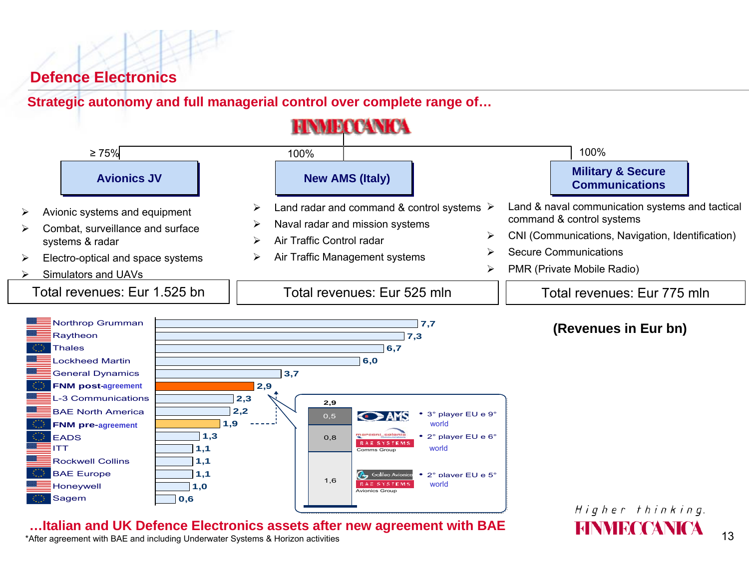# Defence Electronics

## Strategic autonomy and full managerial control over complete range of…

FINMECCANICA

### Avionics JV (≥ 75%)

- Avionic systems and equipment
- Combat, surveillance and surface systems & radar
- Electro-optical and space systems
- Simulators and UAVs

Total revenues: Eur 1.525 bn

### New AMS (Italy) (100%)

- Land radar and command & control systems
- Naval radar and mission systems
- Air Traffic Control radar
- Air Traffic Management systems

Total revenues: Eur 525 mln

### Military & Secure Communications (100%)

- Land & naval communication systems and tactical command & control systems
- CNI (Communications, Navigation, Identification)
- Secure Communications
- PMR (Private Mobile Radio)

Total revenues: Eur 775 mln

**(Revenues in Eur bn)**

| Company | Revenues |
|---|---|
| Northrop Grumman | 7,7 |
| Raytheon | 7,3 |
| Thales | 6,7 |
| Lockheed Martin | 6,0 |
| General Dynamics | 3,7 |
| **FNM post-agreement** | 2,9 |
| L-3 Communications | 2,3 |
| BAE North America | 2,2 |
| **FNM pre-agreement** | 1,9 |
| EADS | 1,3 |
| ITT | 1,1 |
| Rockwell Collins | 1,1 |
| BAE Europe | 1,1 |
| Honeywell | 1,0 |
| Sagem | 0,6 |

FNM post-agreement breakdown (2,9):

| Component | Revenues | Position |
|---|---|---|
| AMS | 0,5 | 3° player EU e 9° world |
| Marconi Selenia Communications / BAE Systems Comms Group | 0,8 | 2° player EU e 6° world |
| Galileo Avionica / BAE Systems Avionics Group | 1,6 | 2° player EU e 5° world |

**…Italian and UK Defence Electronics assets after new agreement with BAE**

*After agreement with BAE and including Underwater Systems & Horizon activities

*Higher thinking.* FINMECCANICA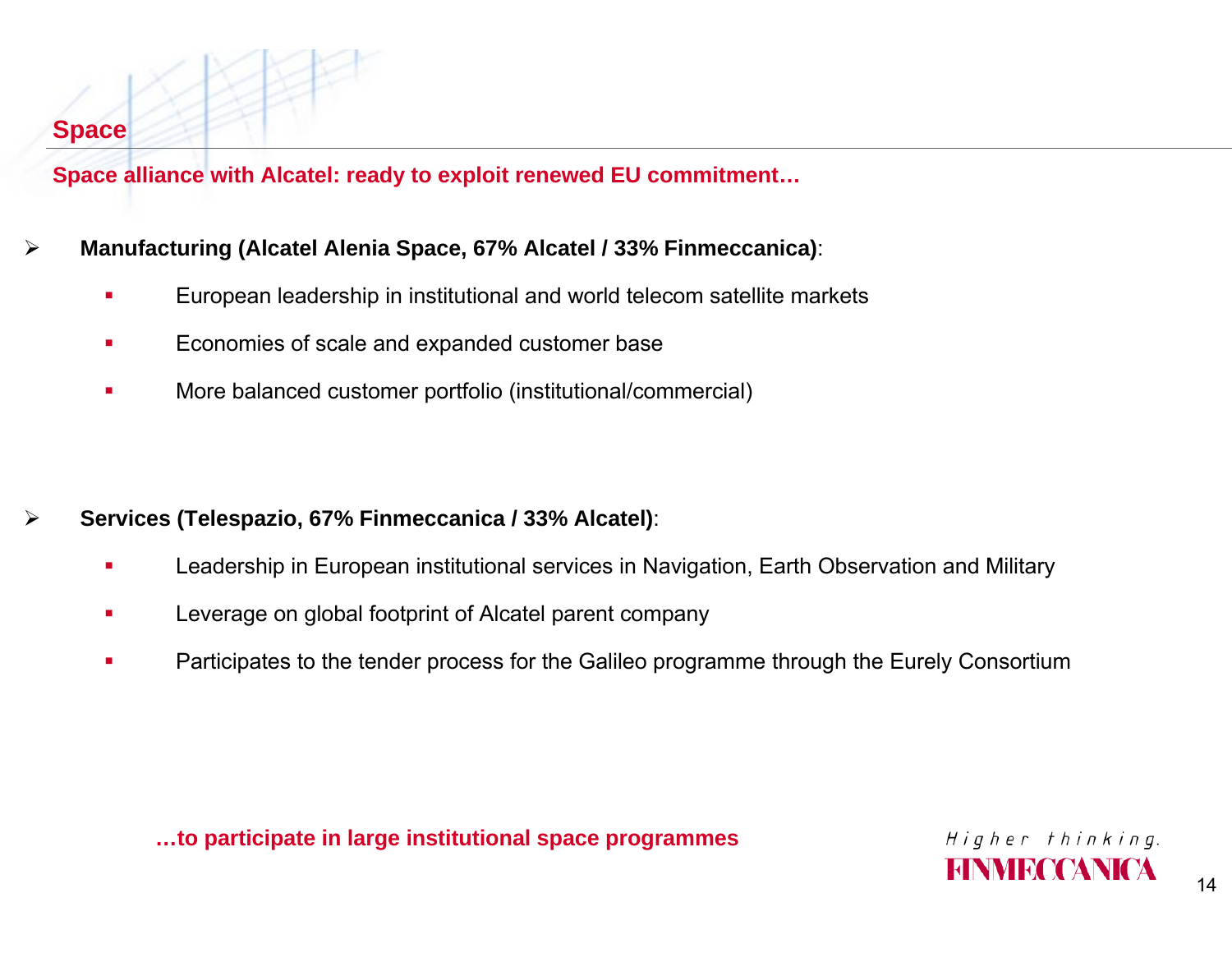## Space

**Space alliance with Alcatel: ready to exploit renewed EU commitment…**

- **Manufacturing (Alcatel Alenia Space, 67% Alcatel / 33% Finmeccanica)**:
  - European leadership in institutional and world telecom satellite markets
  - Economies of scale and expanded customer base
  - More balanced customer portfolio (institutional/commercial)

- **Services (Telespazio, 67% Finmeccanica / 33% Alcatel)**:
  - Leadership in European institutional services in Navigation, Earth Observation and Military
  - Leverage on global footprint of Alcatel parent company
  - Participates to the tender process for the Galileo programme through the Eurely Consortium

**…to participate in large institutional space programmes**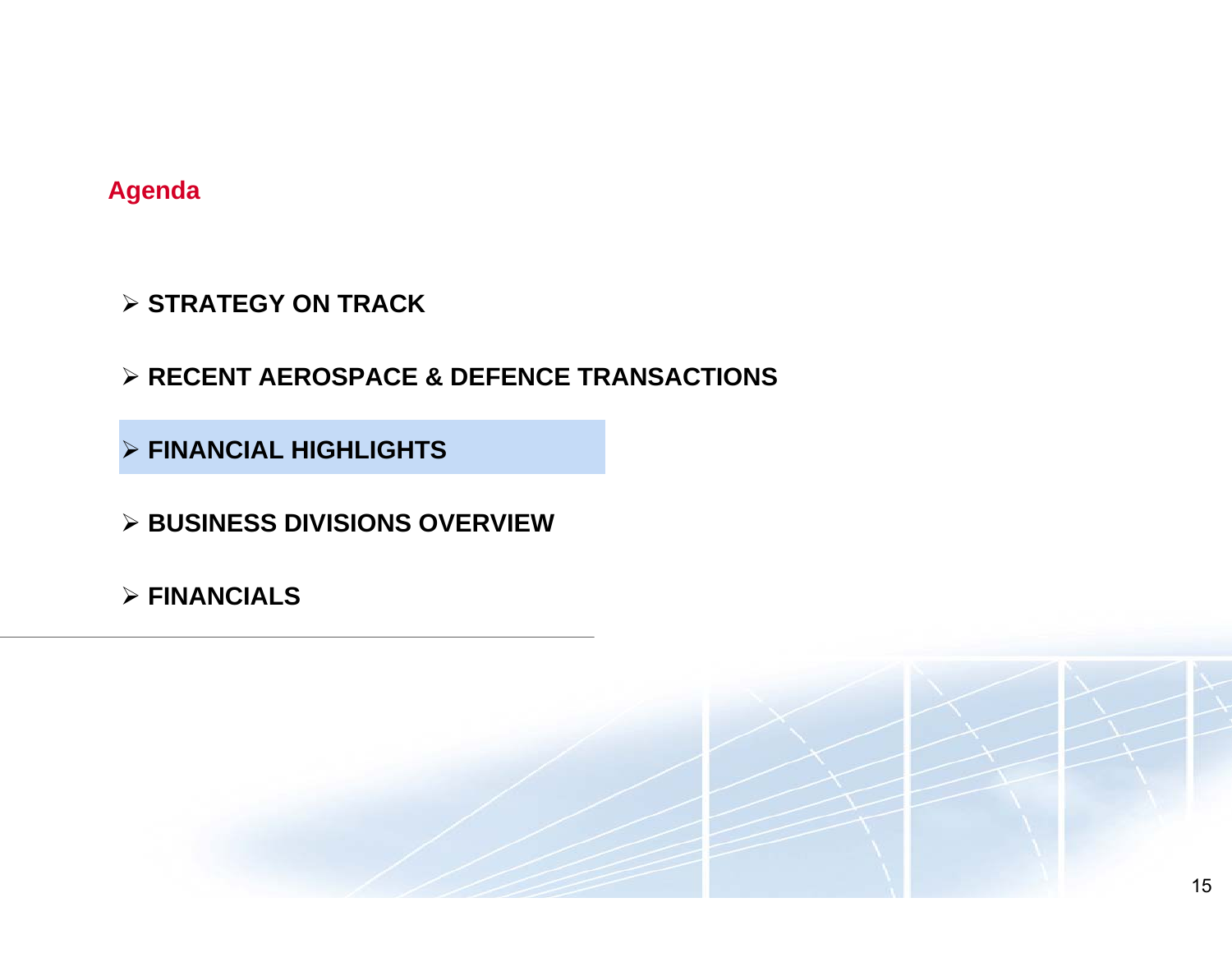## Agenda

- **STRATEGY ON TRACK**
- **RECENT AEROSPACE & DEFENCE TRANSACTIONS**
- **FINANCIAL HIGHLIGHTS**
- **BUSINESS DIVISIONS OVERVIEW**
- **FINANCIALS**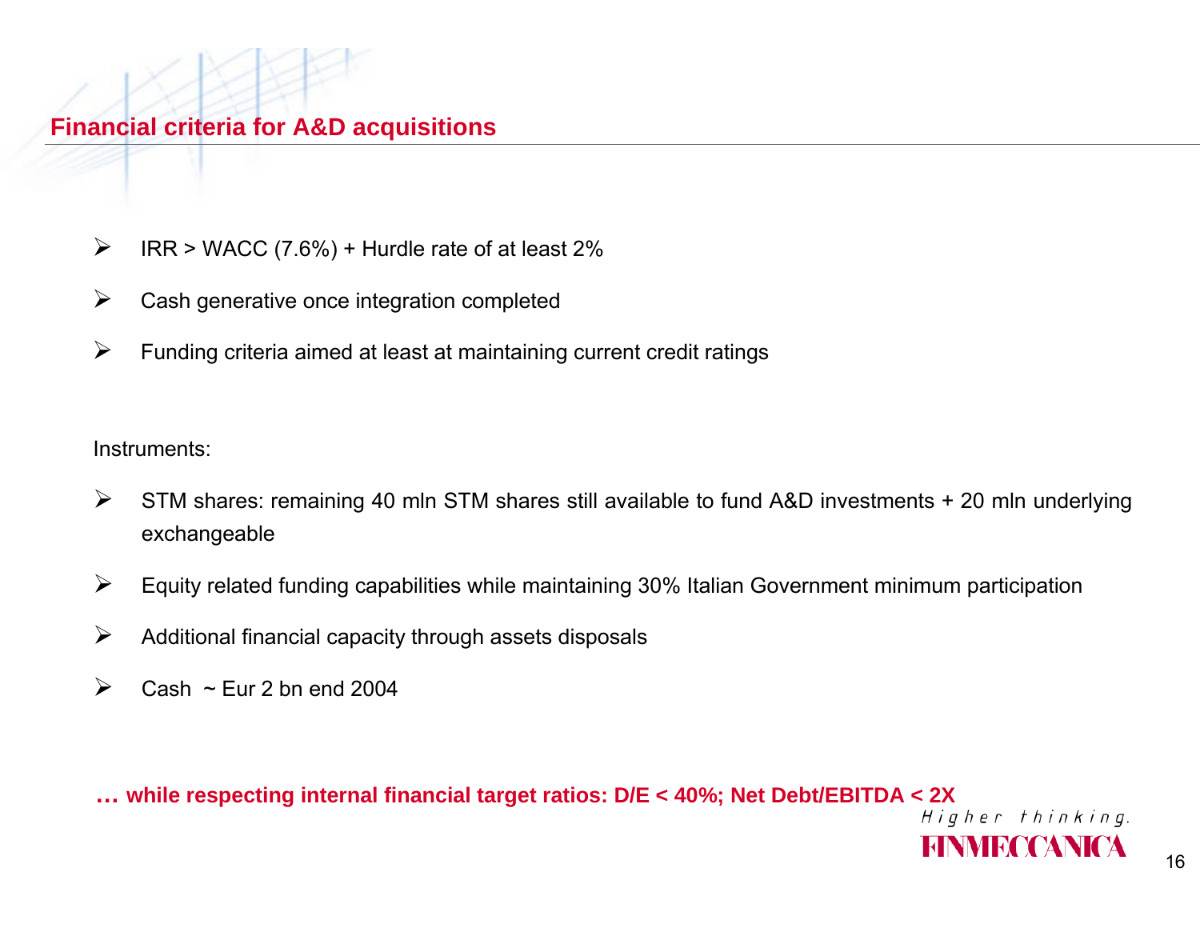## Financial criteria for A&D acquisitions

- IRR > WACC (7.6%) + Hurdle rate of at least 2%
- Cash generative once integration completed
- Funding criteria aimed at least at maintaining current credit ratings

Instruments:

- STM shares: remaining 40 mln STM shares still available to fund A&D investments + 20 mln underlying exchangeable
- Equity related funding capabilities while maintaining 30% Italian Government minimum participation
- Additional financial capacity through assets disposals
- Cash ~ Eur 2 bn end 2004

**… while respecting internal financial target ratios: D/E < 40%; Net Debt/EBITDA < 2X**

*Higher thinking.*

FINMECCANICA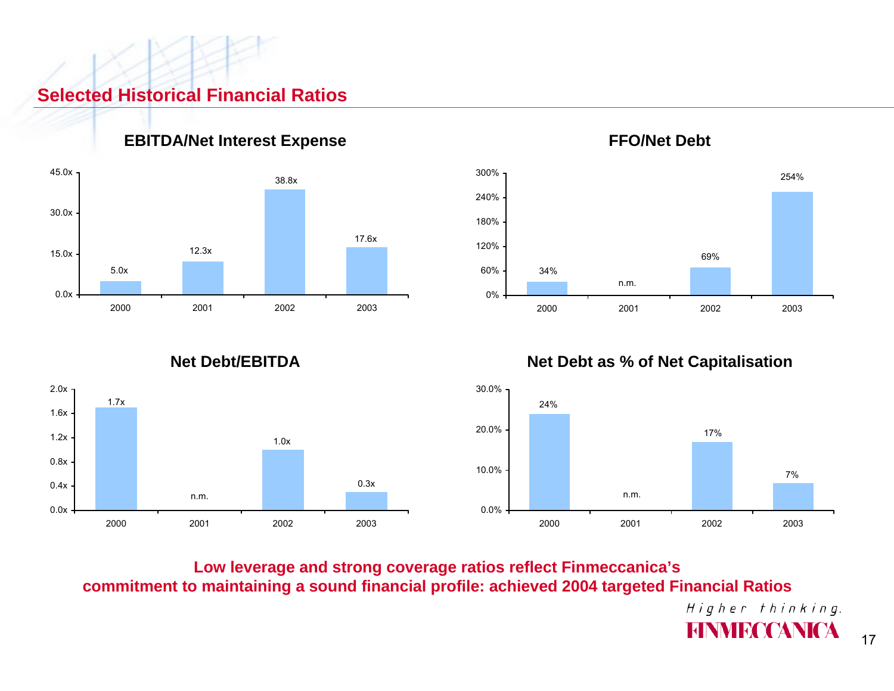## Selected Historical Financial Ratios

**EBITDA/Net Interest Expense**

| | 2000 | 2001 | 2002 | 2003 |
|---|---|---|---|---|
| EBITDA/Net Interest Expense | 5.0x | 12.3x | 38.8x | 17.6x |

**FFO/Net Debt**

| | 2000 | 2001 | 2002 | 2003 |
|---|---|---|---|---|
| FFO/Net Debt | 34% | n.m. | 69% | 254% |

**Net Debt/EBITDA**

| | 2000 | 2001 | 2002 | 2003 |
|---|---|---|---|---|
| Net Debt/EBITDA | 1.7x | n.m. | 1.0x | 0.3x |

**Net Debt as % of Net Capitalisation**

| | 2000 | 2001 | 2002 | 2003 |
|---|---|---|---|---|
| Net Debt as % of Net Capitalisation | 24% | n.m. | 17% | 7% |

**Low leverage and strong coverage ratios reflect Finmeccanica's commitment to maintaining a sound financial profile: achieved 2004 targeted Financial Ratios**

*Higher thinking.*
FINMECCANICA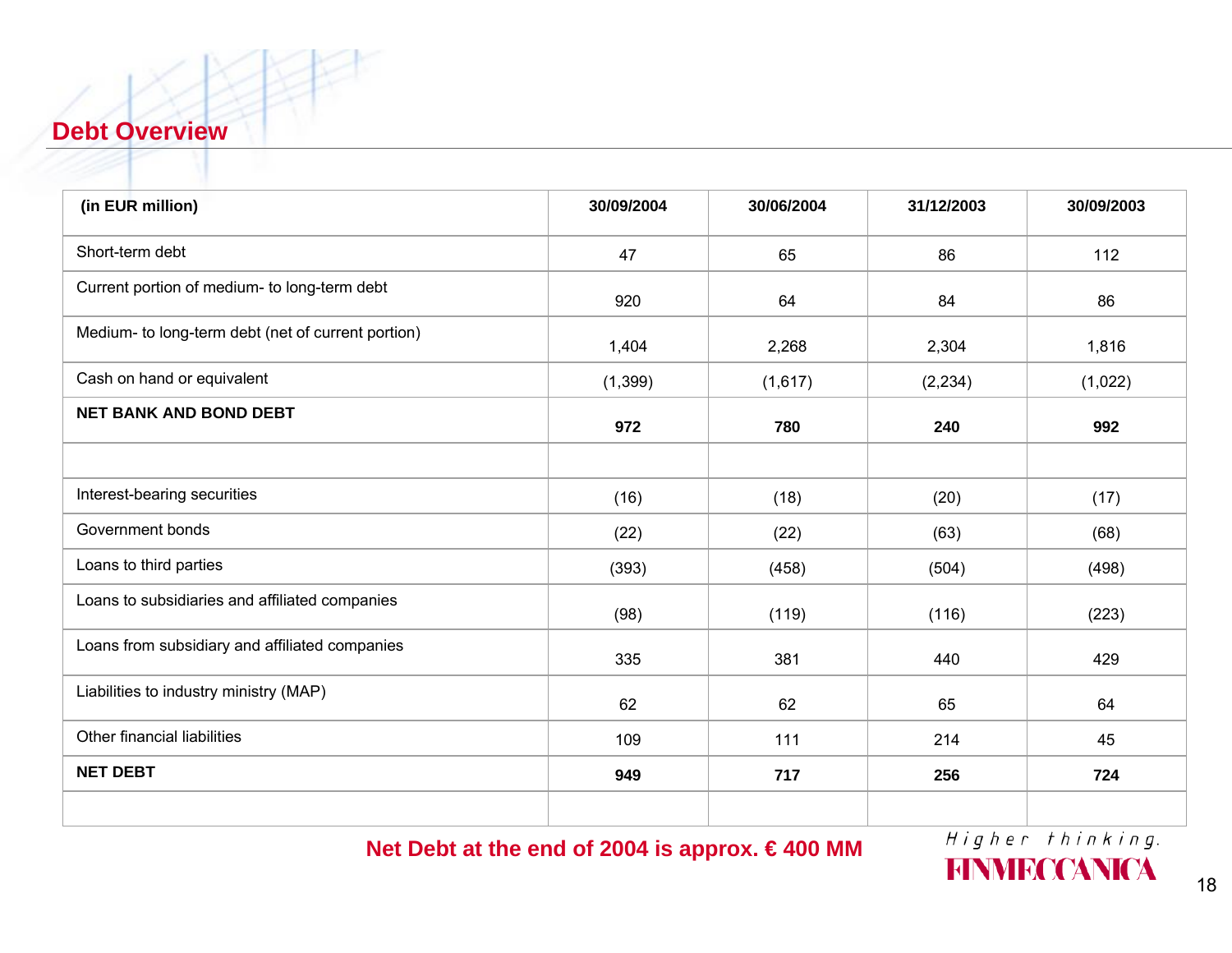# Debt Overview

| (in EUR million) | 30/09/2004 | 30/06/2004 | 31/12/2003 | 30/09/2003 |
|---|---|---|---|---|
| Short-term debt | 47 | 65 | 86 | 112 |
| Current portion of medium- to long-term debt | 920 | 64 | 84 | 86 |
| Medium- to long-term debt (net of current portion) | 1,404 | 2,268 | 2,304 | 1,816 |
| Cash on hand or equivalent | (1,399) | (1,617) | (2,234) | (1,022) |
| **NET BANK AND BOND DEBT** | **972** | **780** | **240** | **992** |
| | | | | |
| Interest-bearing securities | (16) | (18) | (20) | (17) |
| Government bonds | (22) | (22) | (63) | (68) |
| Loans to third parties | (393) | (458) | (504) | (498) |
| Loans to subsidiaries and affiliated companies | (98) | (119) | (116) | (223) |
| Loans from subsidiary and affiliated companies | 335 | 381 | 440 | 429 |
| Liabilities to industry ministry (MAP) | 62 | 62 | 65 | 64 |
| Other financial liabilities | 109 | 111 | 214 | 45 |
| **NET DEBT** | **949** | **717** | **256** | **724** |
| | | | | |

**Net Debt at the end of 2004 is approx. € 400 MM**

*Higher thinking.*

FINMECCANICA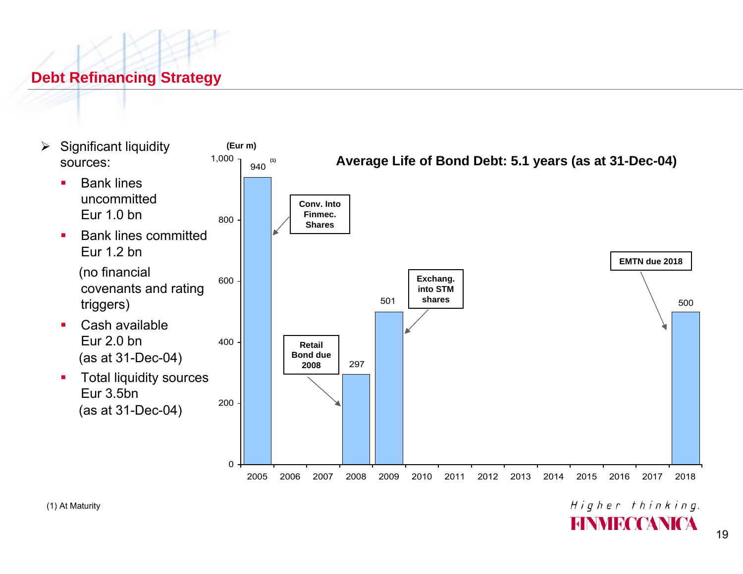## Debt Refinancing Strategy

- Significant liquidity sources:
  - Bank lines uncommitted Eur 1.0 bn
  - Bank lines committed Eur 1.2 bn
    (no financial covenants and rating triggers)
  - Cash available Eur 2.0 bn
    (as at 31-Dec-04)
  - Total liquidity sources Eur 3.5bn
    (as at 31-Dec-04)

**Average Life of Bond Debt: 5.1 years (as at 31-Dec-04)**

(Eur m)

| Year | Amount | Note |
|---|---|---|
| 2005 | 940 [1] | Conv. Into Finmec. Shares |
| 2006 | | |
| 2007 | | |
| 2008 | 297 | Retail Bond due 2008 |
| 2009 | 501 | Exchang. into STM shares |
| 2010 | | |
| 2011 | | |
| 2012 | | |
| 2013 | | |
| 2014 | | |
| 2015 | | |
| 2016 | | |
| 2017 | | |
| 2018 | 500 | EMTN due 2018 |

(1) At Maturity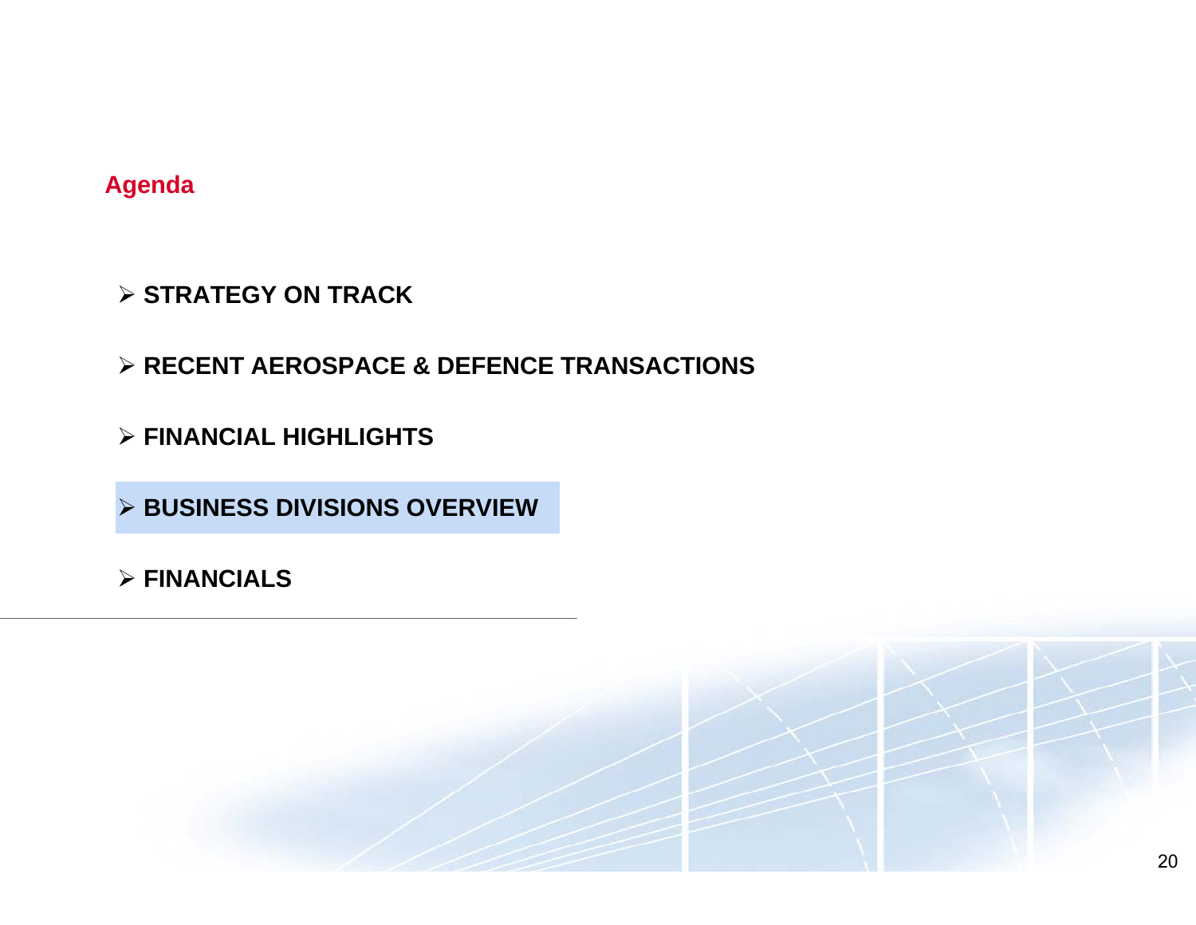## Agenda

- STRATEGY ON TRACK
- RECENT AEROSPACE & DEFENCE TRANSACTIONS
- FINANCIAL HIGHLIGHTS
- **BUSINESS DIVISIONS OVERVIEW**
- FINANCIALS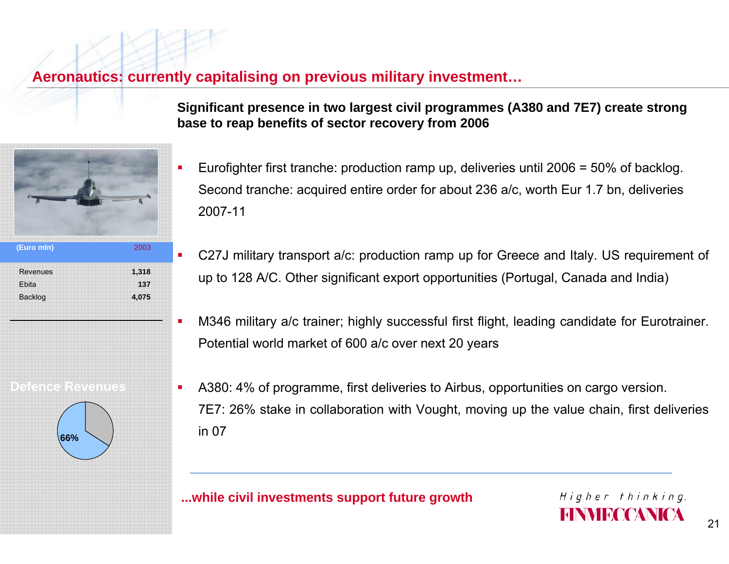# Aeronautics: currently capitalising on previous military investment…

**Significant presence in two largest civil programmes (A380 and 7E7) create strong base to reap benefits of sector recovery from 2006**

| (Euro mln) | 2003 |
| --- | --- |
| Revenues | **1,318** |
| Ebita | **137** |
| Backlog | **4,075** |

Defence Revenues

66%

- Eurofighter first tranche: production ramp up, deliveries until 2006 = 50% of backlog. Second tranche: acquired entire order for about 236 a/c, worth Eur 1.7 bn, deliveries 2007-11
- C27J military transport a/c: production ramp up for Greece and Italy. US requirement of up to 128 A/C. Other significant export opportunities (Portugal, Canada and India)
- M346 military a/c trainer; highly successful first flight, leading candidate for Eurotrainer. Potential world market of 600 a/c over next 20 years
- A380: 4% of programme, first deliveries to Airbus, opportunities on cargo version. 7E7: 26% stake in collaboration with Vought, moving up the value chain, first deliveries in 07

**...while civil investments support future growth**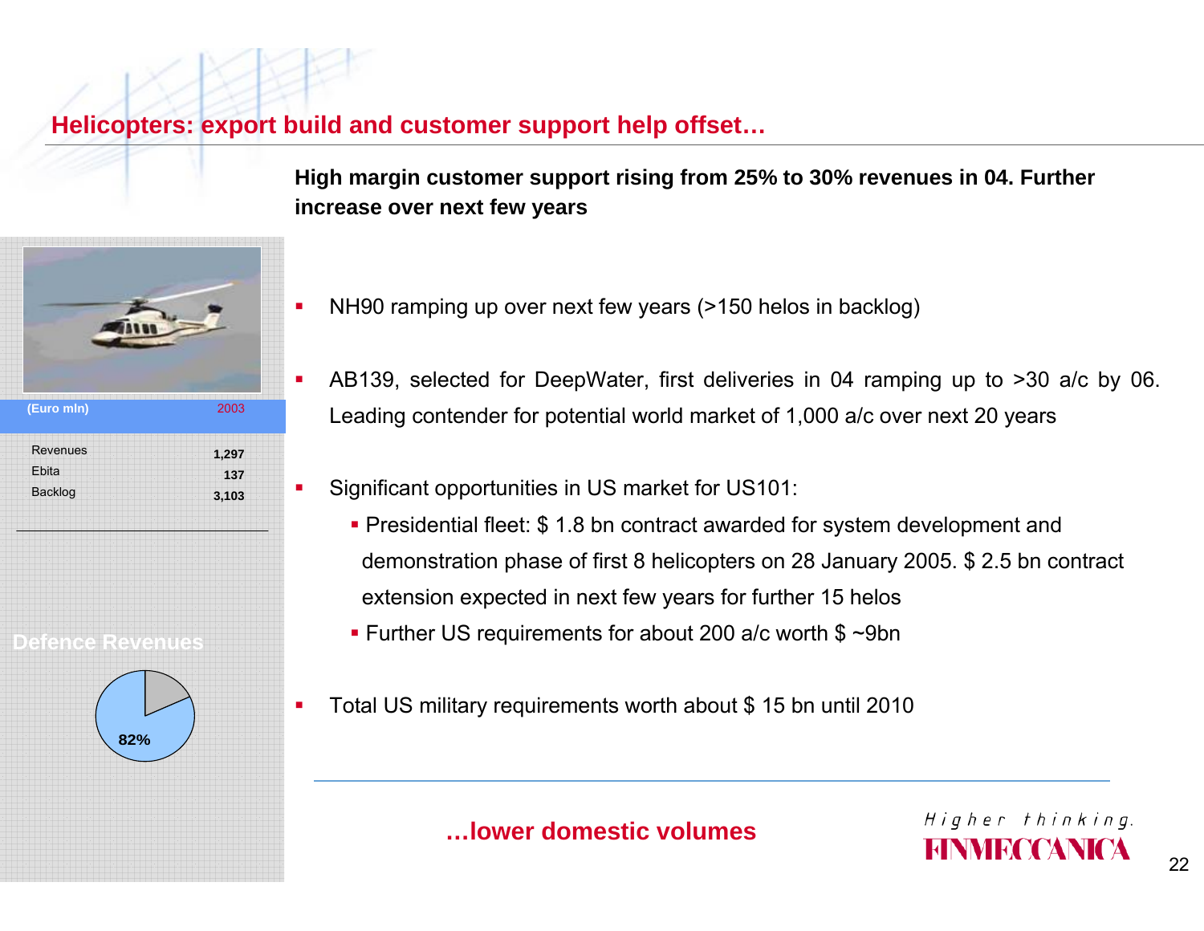## Helicopters: export build and customer support help offset…

**High margin customer support rising from 25% to 30% revenues in 04. Further increase over next few years**

| (Euro mln) | 2003 |
|---|---|
| Revenues | 1,297 |
| Ebita | 137 |
| Backlog | 3,103 |

Defence Revenues

82%

- NH90 ramping up over next few years (>150 helos in backlog)
- AB139, selected for DeepWater, first deliveries in 04 ramping up to >30 a/c by 06. Leading contender for potential world market of 1,000 a/c over next 20 years
- Significant opportunities in US market for US101:
  - Presidential fleet: $ 1.8 bn contract awarded for system development and demonstration phase of first 8 helicopters on 28 January 2005. $ 2.5 bn contract extension expected in next few years for further 15 helos
  - Further US requirements for about 200 a/c worth $ ~9bn
- Total US military requirements worth about $ 15 bn until 2010

**…lower domestic volumes**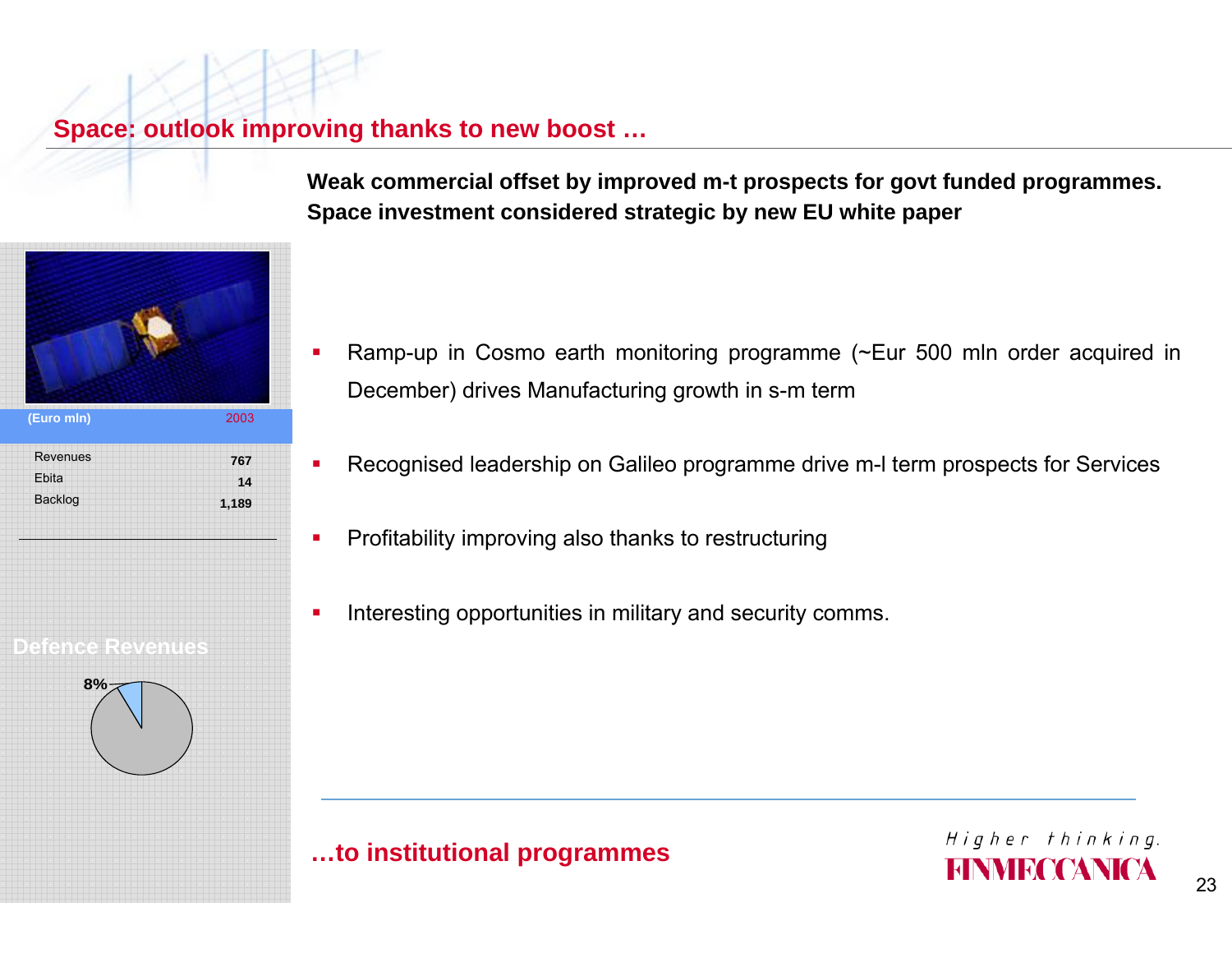## Space: outlook improving thanks to new boost …

**Weak commercial offset by improved m-t prospects for govt funded programmes. Space investment considered strategic by new EU white paper**

| (Euro mln) | 2003 |
|---|---|
| Revenues | 767 |
| Ebita | 14 |
| Backlog | 1,189 |

Defence Revenues

8%

- Ramp-up in Cosmo earth monitoring programme (~Eur 500 mln order acquired in December) drives Manufacturing growth in s-m term
- Recognised leadership on Galileo programme drive m-l term prospects for Services
- Profitability improving also thanks to restructuring
- Interesting opportunities in military and security comms.

**…to institutional programmes**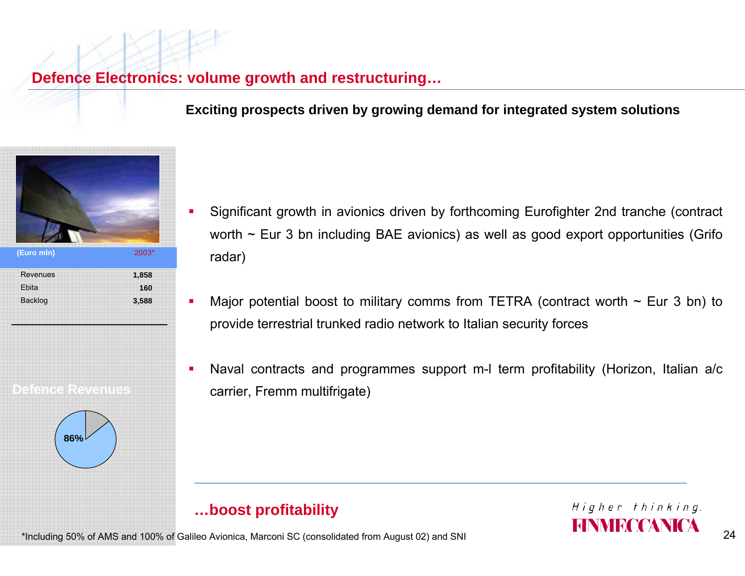## Defence Electronics: volume growth and restructuring…

**Exciting prospects driven by growing demand for integrated system solutions**

| (Euro mln) | 2003* |
|---|---|
| Revenues | 1,858 |
| Ebita | 160 |
| Backlog | 3,588 |

Defence Revenues

86%

- Significant growth in avionics driven by forthcoming Eurofighter 2nd tranche (contract worth ~ Eur 3 bn including BAE avionics) as well as good export opportunities (Grifo radar)
- Major potential boost to military comms from TETRA (contract worth ~ Eur 3 bn) to provide terrestrial trunked radio network to Italian security forces
- Naval contracts and programmes support m-l term profitability (Horizon, Italian a/c carrier, Fremm multifrigate)

**…boost profitability**

*Including 50% of AMS and 100% of Galileo Avionica, Marconi SC (consolidated from August 02) and SNI

*Higher thinking.* FINMECCANICA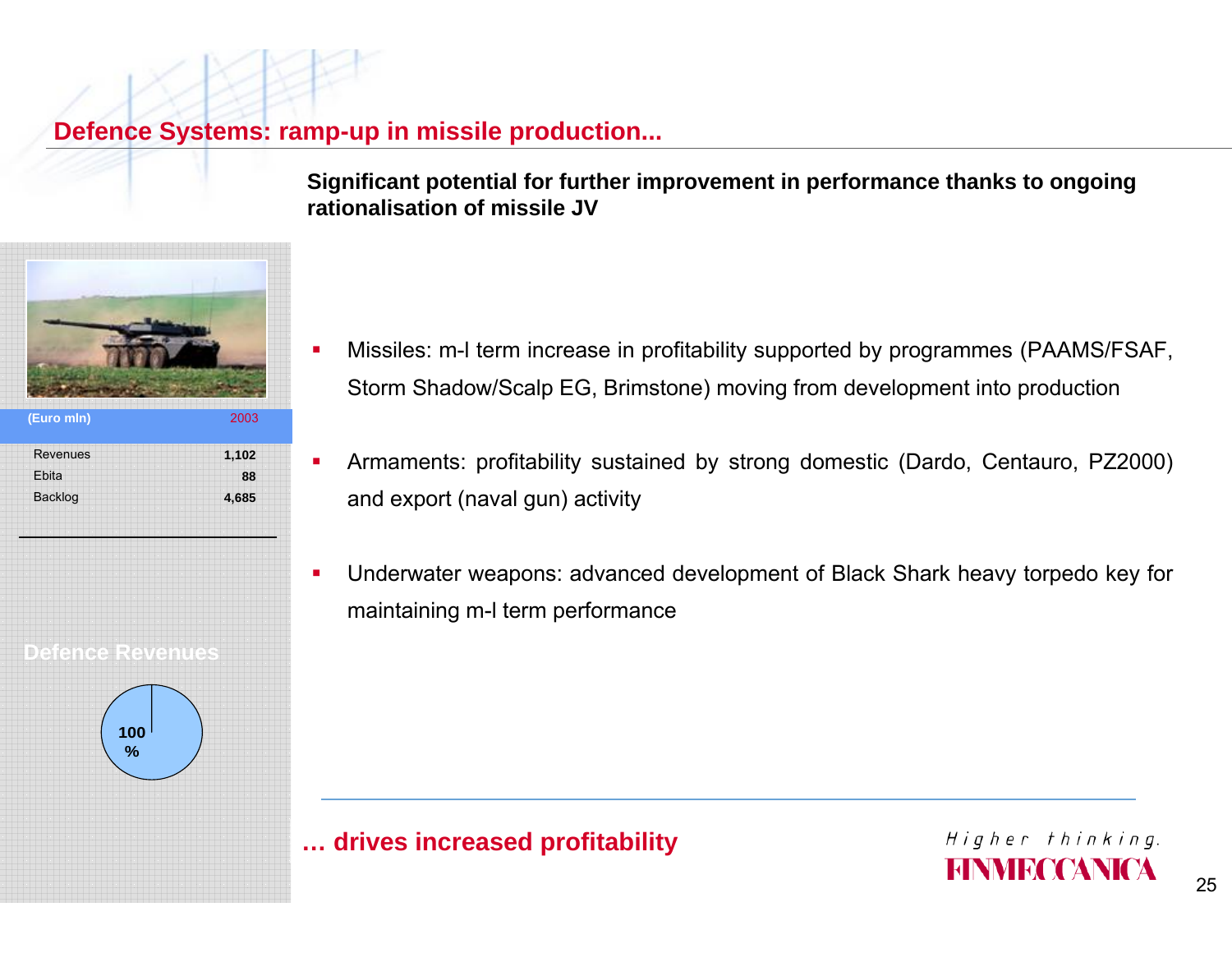## Defence Systems: ramp-up in missile production...

**Significant potential for further improvement in performance thanks to ongoing rationalisation of missile JV**

| (Euro mln) | 2003 |
|---|---|
| Revenues | 1,102 |
| Ebita | 88 |
| Backlog | 4,685 |

Defence Revenues

100 %

- Missiles: m-l term increase in profitability supported by programmes (PAAMS/FSAF, Storm Shadow/Scalp EG, Brimstone) moving from development into production
- Armaments: profitability sustained by strong domestic (Dardo, Centauro, PZ2000) and export (naval gun) activity
- Underwater weapons: advanced development of Black Shark heavy torpedo key for maintaining m-l term performance

**… drives increased profitability**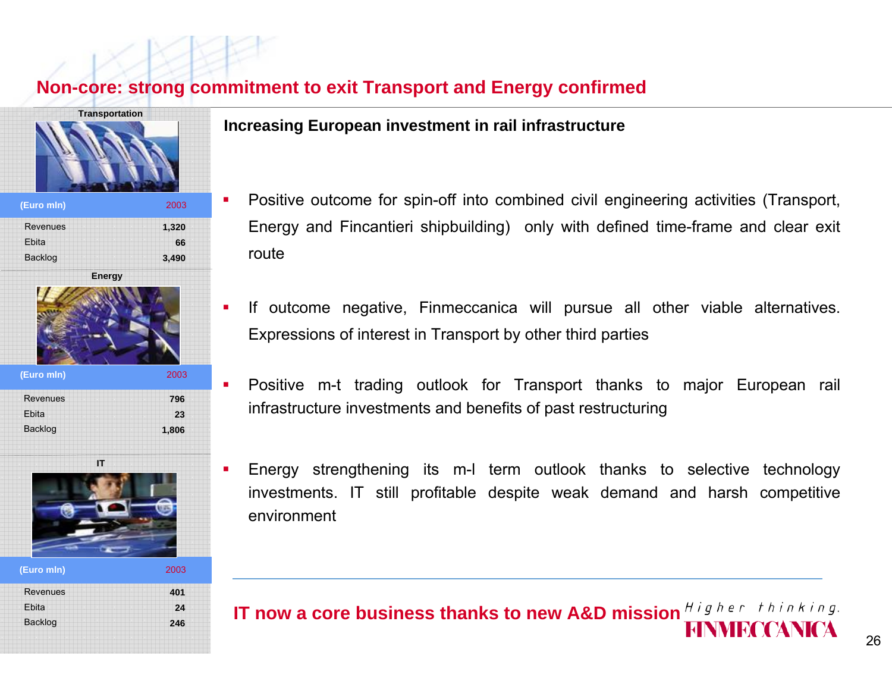# Non-core: strong commitment to exit Transport and Energy confirmed

### Transportation

| (Euro mln) | 2003 |
|---|---|
| Revenues | 1,320 |
| Ebita | 66 |
| Backlog | 3,490 |

### Energy

| (Euro mln) | 2003 |
|---|---|
| Revenues | 796 |
| Ebita | 23 |
| Backlog | 1,806 |

### IT

| (Euro mln) | 2003 |
|---|---|
| Revenues | 401 |
| Ebita | 24 |
| Backlog | 246 |

## Increasing European investment in rail infrastructure

- Positive outcome for spin-off into combined civil engineering activities (Transport, Energy and Fincantieri shipbuilding) only with defined time-frame and clear exit route
- If outcome negative, Finmeccanica will pursue all other viable alternatives. Expressions of interest in Transport by other third parties
- Positive m-t trading outlook for Transport thanks to major European rail infrastructure investments and benefits of past restructuring
- Energy strengthening its m-l term outlook thanks to selective technology investments. IT still profitable despite weak demand and harsh competitive environment

**IT now a core business thanks to new A&D mission**

*Higher thinking.* FINMECCANICA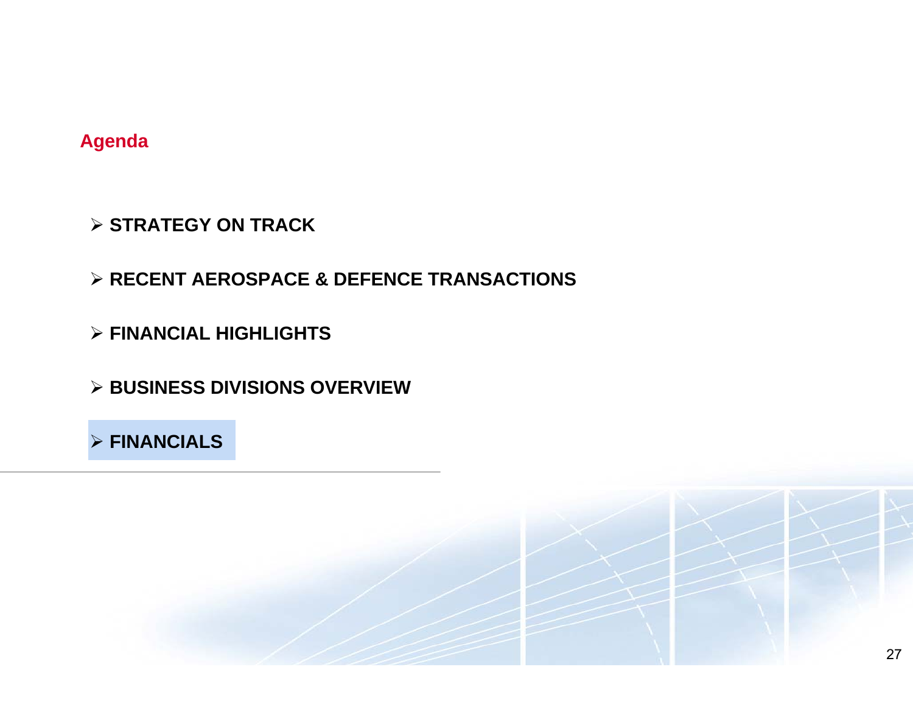## Agenda

- STRATEGY ON TRACK
- RECENT AEROSPACE & DEFENCE TRANSACTIONS
- FINANCIAL HIGHLIGHTS
- BUSINESS DIVISIONS OVERVIEW
- **FINANCIALS**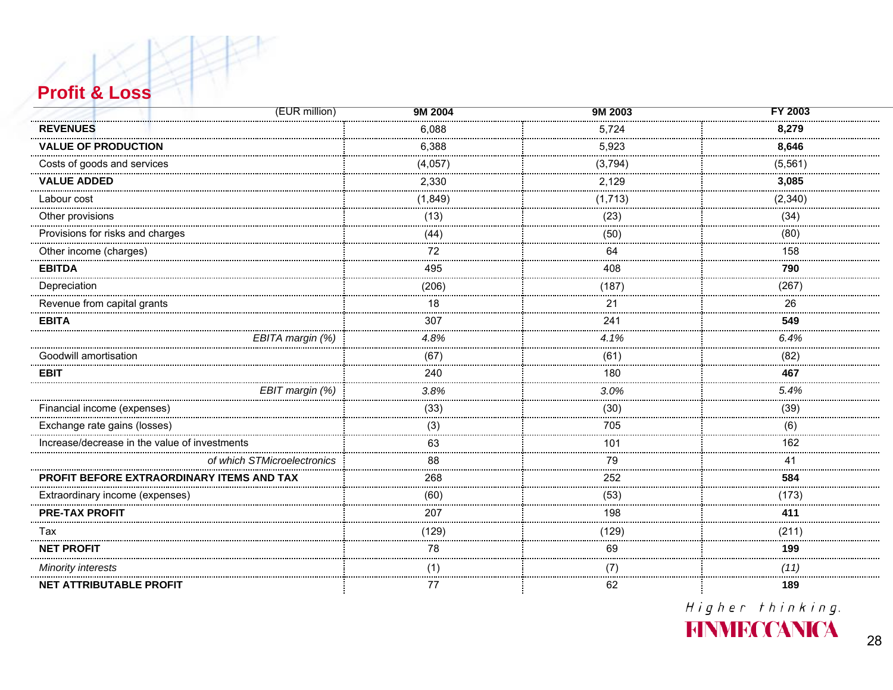## Profit & Loss

| (EUR million) | 9M 2004 | 9M 2003 | FY 2003 |
|---|---|---|---|
| **REVENUES** | 6,088 | 5,724 | **8,279** |
| **VALUE OF PRODUCTION** | 6,388 | 5,923 | **8,646** |
| Costs of goods and services | (4,057) | (3,794) | (5,561) |
| **VALUE ADDED** | 2,330 | 2,129 | **3,085** |
| Labour cost | (1,849) | (1,713) | (2,340) |
| Other provisions | (13) | (23) | (34) |
| Provisions for risks and charges | (44) | (50) | (80) |
| Other income (charges) | 72 | 64 | 158 |
| **EBITDA** | 495 | 408 | **790** |
| Depreciation | (206) | (187) | (267) |
| Revenue from capital grants | 18 | 21 | 26 |
| **EBITA** | 307 | 241 | **549** |
| *EBITA margin (%)* | *4.8%* | *4.1%* | *6.4%* |
| Goodwill amortisation | (67) | (61) | (82) |
| **EBIT** | 240 | 180 | **467** |
| *EBIT margin (%)* | *3.8%* | *3.0%* | *5.4%* |
| Financial income (expenses) | (33) | (30) | (39) |
| Exchange rate gains (losses) | (3) | 705 | (6) |
| Increase/decrease in the value of investments | 63 | 101 | 162 |
| *of which STMicroelectronics* | 88 | 79 | 41 |
| **PROFIT BEFORE EXTRAORDINARY ITEMS AND TAX** | 268 | 252 | **584** |
| Extraordinary income (expenses) | (60) | (53) | (173) |
| **PRE-TAX PROFIT** | 207 | 198 | **411** |
| Tax | (129) | (129) | (211) |
| **NET PROFIT** | 78 | 69 | **199** |
| *Minority interests* | (1) | (7) | *(11)* |
| **NET ATTRIBUTABLE PROFIT** | 77 | 62 | **189** |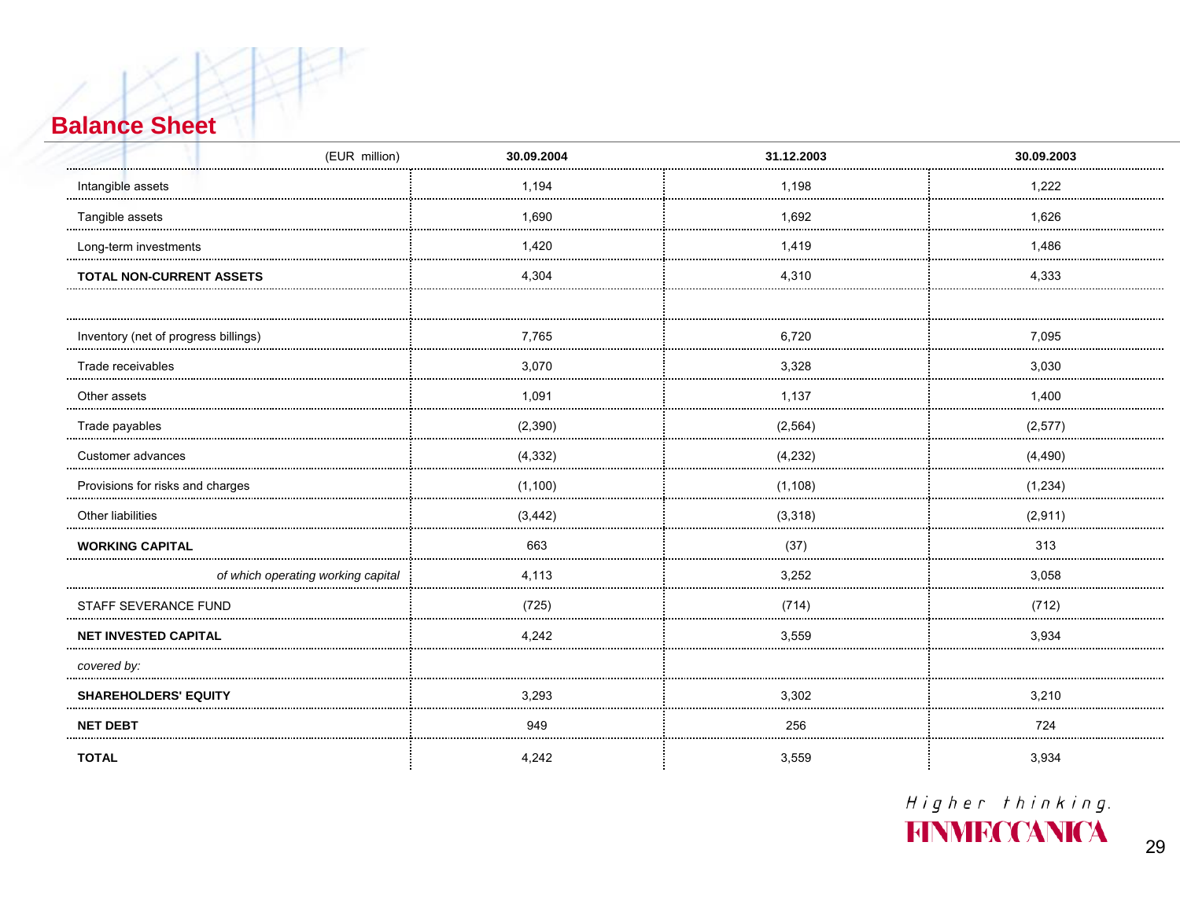## Balance Sheet

| (EUR million) | 30.09.2004 | 31.12.2003 | 30.09.2003 |
|---|---|---|---|
| Intangible assets | 1,194 | 1,198 | 1,222 |
| Tangible assets | 1,690 | 1,692 | 1,626 |
| Long-term investments | 1,420 | 1,419 | 1,486 |
| **TOTAL NON-CURRENT ASSETS** | 4,304 | 4,310 | 4,333 |
| | | | |
| Inventory (net of progress billings) | 7,765 | 6,720 | 7,095 |
| Trade receivables | 3,070 | 3,328 | 3,030 |
| Other assets | 1,091 | 1,137 | 1,400 |
| Trade payables | (2,390) | (2,564) | (2,577) |
| Customer advances | (4,332) | (4,232) | (4,490) |
| Provisions for risks and charges | (1,100) | (1,108) | (1,234) |
| Other liabilities | (3,442) | (3,318) | (2,911) |
| **WORKING CAPITAL** | 663 | (37) | 313 |
| *of which operating working capital* | 4,113 | 3,252 | 3,058 |
| STAFF SEVERANCE FUND | (725) | (714) | (712) |
| **NET INVESTED CAPITAL** | 4,242 | 3,559 | 3,934 |
| *covered by:* | | | |
| **SHAREHOLDERS' EQUITY** | 3,293 | 3,302 | 3,210 |
| **NET DEBT** | 949 | 256 | 724 |
| **TOTAL** | 4,242 | 3,559 | 3,934 |

*Higher thinking.*
FINMECCANICA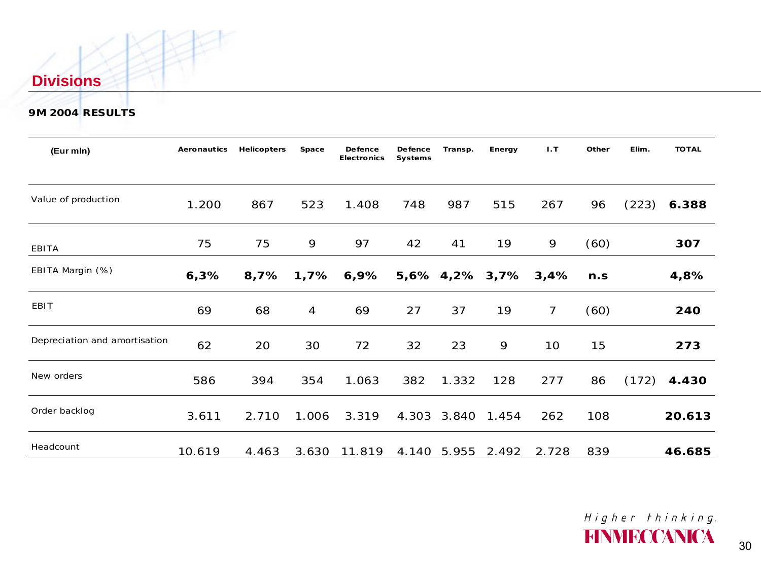## Divisions

**9M 2004 RESULTS**

| (Eur mln) | Aeronautics | Helicopters | Space | Defence Electronics | Defence Systems | Transp. | Energy | I.T | Other | Elim. | TOTAL |
|---|---|---|---|---|---|---|---|---|---|---|---|
| Value of production | 1.200 | 867 | 523 | 1.408 | 748 | 987 | 515 | 267 | 96 | (223) | **6.388** |
| EBITA | 75 | 75 | 9 | 97 | 42 | 41 | 19 | 9 | (60) | | **307** |
| EBITA Margin (%) | **6,3%** | **8,7%** | **1,7%** | **6,9%** | **5,6%** | **4,2%** | **3,7%** | **3,4%** | **n.s** | | **4,8%** |
| EBIT | 69 | 68 | 4 | 69 | 27 | 37 | 19 | 7 | (60) | | **240** |
| Depreciation and amortisation | 62 | 20 | 30 | 72 | 32 | 23 | 9 | 10 | 15 | | **273** |
| New orders | 586 | 394 | 354 | 1.063 | 382 | 1.332 | 128 | 277 | 86 | (172) | **4.430** |
| Order backlog | 3.611 | 2.710 | 1.006 | 3.319 | 4.303 | 3.840 | 1.454 | 262 | 108 | | **20.613** |
| Headcount | 10.619 | 4.463 | 3.630 | 11.819 | 4.140 | 5.955 | 2.492 | 2.728 | 839 | | **46.685** |

*Higher thinking.* FINMECCANICA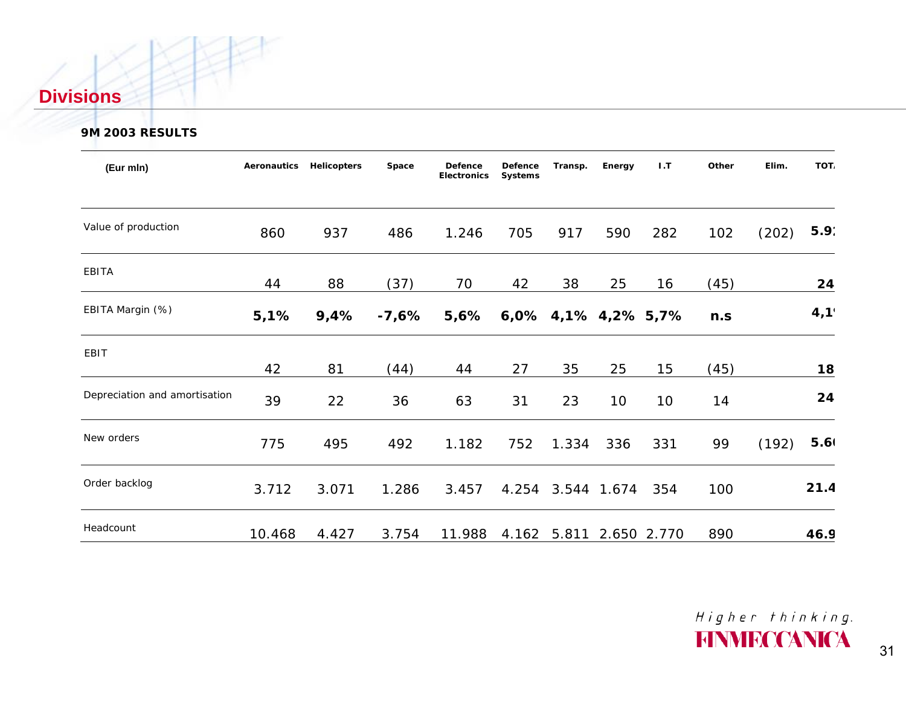## Divisions

**9M 2003 RESULTS**

| (Eur mln) | Aeronautics | Helicopters | Space | Defence Electronics | Defence Systems | Transp. | Energy | I.T | Other | Elim. | TOT. |
|---|---|---|---|---|---|---|---|---|---|---|---|
| Value of production | 860 | 937 | 486 | 1.246 | 705 | 917 | 590 | 282 | 102 | (202) | **5.9** |
| EBITA | 44 | 88 | (37) | 70 | 42 | 38 | 25 | 16 | (45) | | **24** |
| EBITA Margin (%) | **5,1%** | **9,4%** | **-7,6%** | **5,6%** | **6,0%** | **4,1%** | **4,2%** | **5,7%** | **n.s** | | **4,1** |
| EBIT | 42 | 81 | (44) | 44 | 27 | 35 | 25 | 15 | (45) | | **18** |
| Depreciation and amortisation | 39 | 22 | 36 | 63 | 31 | 23 | 10 | 10 | 14 | | **24** |
| New orders | 775 | 495 | 492 | 1.182 | 752 | 1.334 | 336 | 331 | 99 | (192) | **5.6** |
| Order backlog | 3.712 | 3.071 | 1.286 | 3.457 | 4.254 | 3.544 | 1.674 | 354 | 100 | | **21.4** |
| Headcount | 10.468 | 4.427 | 3.754 | 11.988 | 4.162 | 5.811 | 2.650 | 2.770 | 890 | | **46.9** |

*Higher thinking.*
FINMECCANICA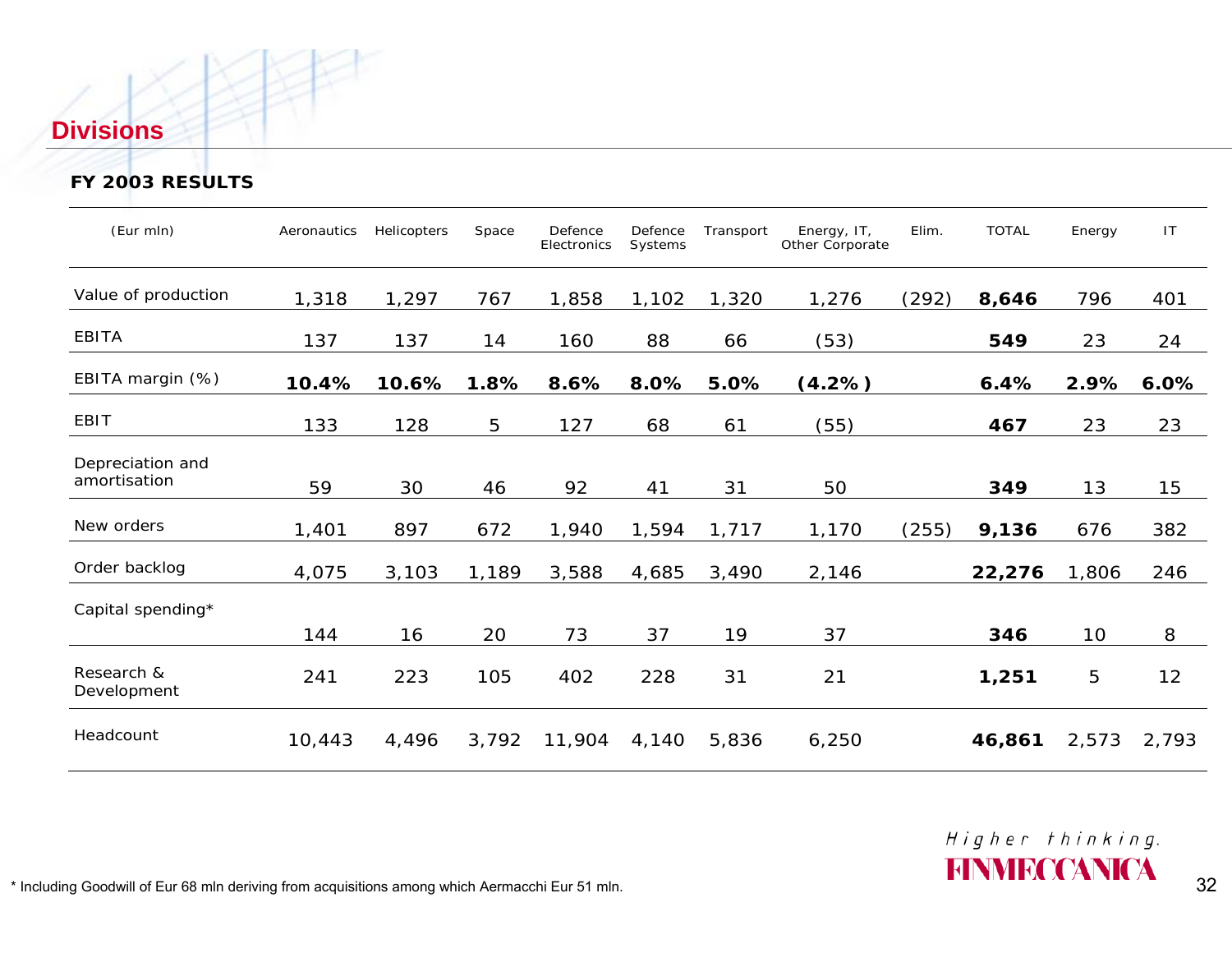## Divisions

**FY 2003 RESULTS**

| (Eur mln) | Aeronautics | Helicopters | Space | Defence Electronics | Defence Systems | Transport | Energy, IT, Other Corporate | Elim. | TOTAL | Energy | IT |
|---|---|---|---|---|---|---|---|---|---|---|---|
| Value of production | 1,318 | 1,297 | 767 | 1,858 | 1,102 | 1,320 | 1,276 | (292) | **8,646** | 796 | 401 |
| EBITA | 137 | 137 | 14 | 160 | 88 | 66 | (53) | | **549** | 23 | 24 |
| EBITA margin (%) | **10.4%** | **10.6%** | **1.8%** | **8.6%** | **8.0%** | **5.0%** | **(4.2%)** | | **6.4%** | **2.9%** | **6.0%** |
| EBIT | 133 | 128 | 5 | 127 | 68 | 61 | (55) | | **467** | 23 | 23 |
| Depreciation and amortisation | 59 | 30 | 46 | 92 | 41 | 31 | 50 | | **349** | 13 | 15 |
| New orders | 1,401 | 897 | 672 | 1,940 | 1,594 | 1,717 | 1,170 | (255) | **9,136** | 676 | 382 |
| Order backlog | 4,075 | 3,103 | 1,189 | 3,588 | 4,685 | 3,490 | 2,146 | | **22,276** | 1,806 | 246 |
| Capital spending* | 144 | 16 | 20 | 73 | 37 | 19 | 37 | | **346** | 10 | 8 |
| Research & Development | 241 | 223 | 105 | 402 | 228 | 31 | 21 | | **1,251** | 5 | 12 |
| Headcount | 10,443 | 4,496 | 3,792 | 11,904 | 4,140 | 5,836 | 6,250 | | **46,861** | 2,573 | 2,793 |

\* Including Goodwill of Eur 68 mln deriving from acquisitions among which Aermacchi Eur 51 mln.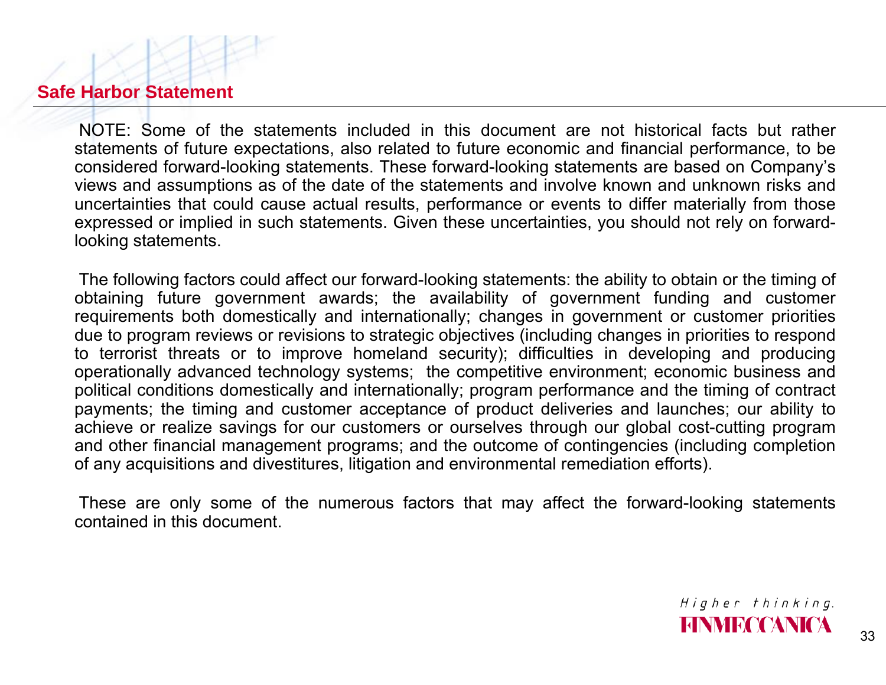## Safe Harbor Statement

NOTE: Some of the statements included in this document are not historical facts but rather statements of future expectations, also related to future economic and financial performance, to be considered forward-looking statements. These forward-looking statements are based on Company's views and assumptions as of the date of the statements and involve known and unknown risks and uncertainties that could cause actual results, performance or events to differ materially from those expressed or implied in such statements. Given these uncertainties, you should not rely on forward-looking statements.

The following factors could affect our forward-looking statements: the ability to obtain or the timing of obtaining future government awards; the availability of government funding and customer requirements both domestically and internationally; changes in government or customer priorities due to program reviews or revisions to strategic objectives (including changes in priorities to respond to terrorist threats or to improve homeland security); difficulties in developing and producing operationally advanced technology systems; the competitive environment; economic business and political conditions domestically and internationally; program performance and the timing of contract payments; the timing and customer acceptance of product deliveries and launches; our ability to achieve or realize savings for our customers or ourselves through our global cost-cutting program and other financial management programs; and the outcome of contingencies (including completion of any acquisitions and divestitures, litigation and environmental remediation efforts).

These are only some of the numerous factors that may affect the forward-looking statements contained in this document.

Higher thinking.

FINMECCANICA